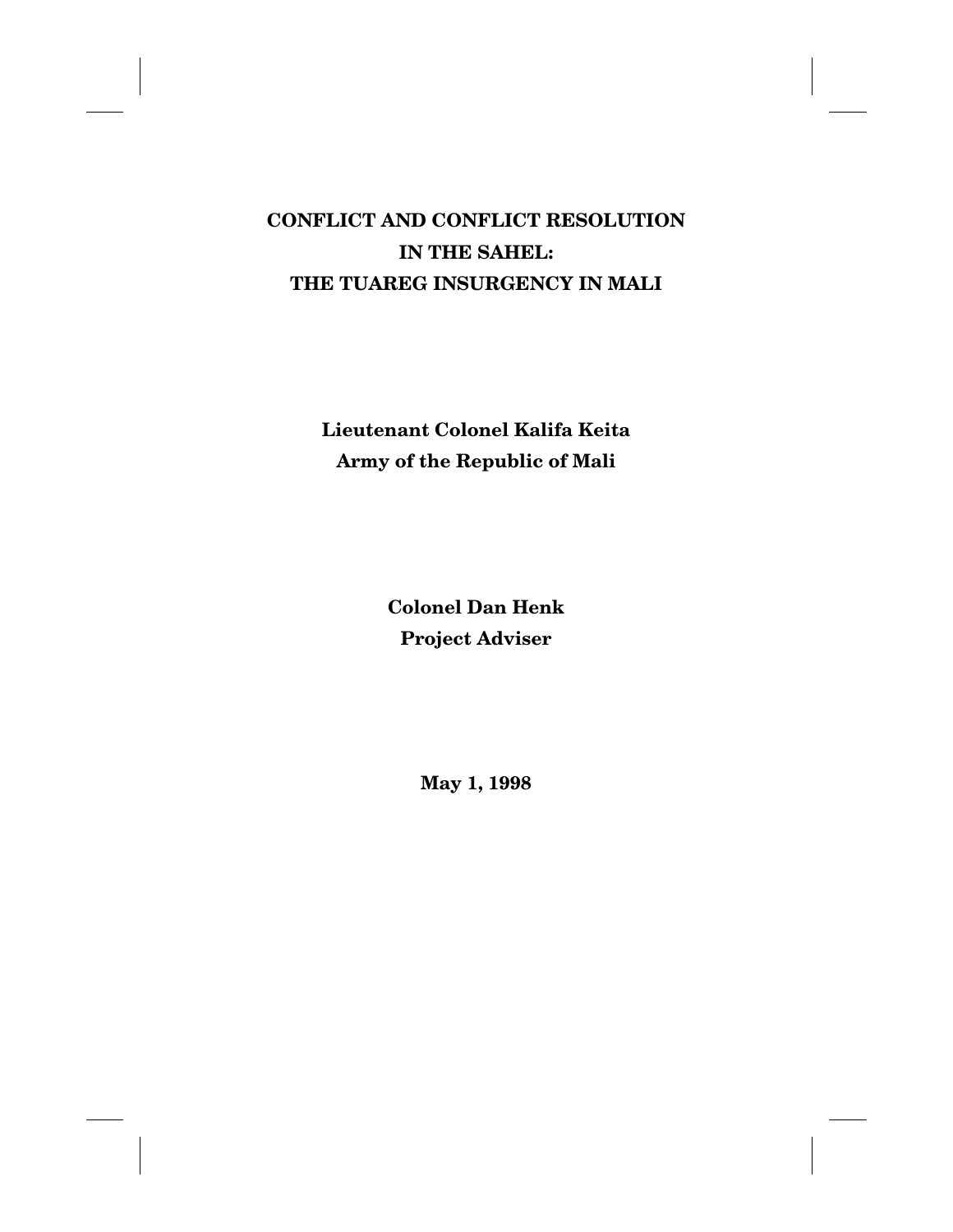# CONFLICT AND CONFLICT RESOLUTION IN THE SAHEL: THE TUAREG INSURGENCY IN MALI

**Lieutenant Colonel Kalifa Keita**
**Army of the Republic of Mali**

**Colonel Dan Henk**
**Project Adviser**

**May 1, 1998**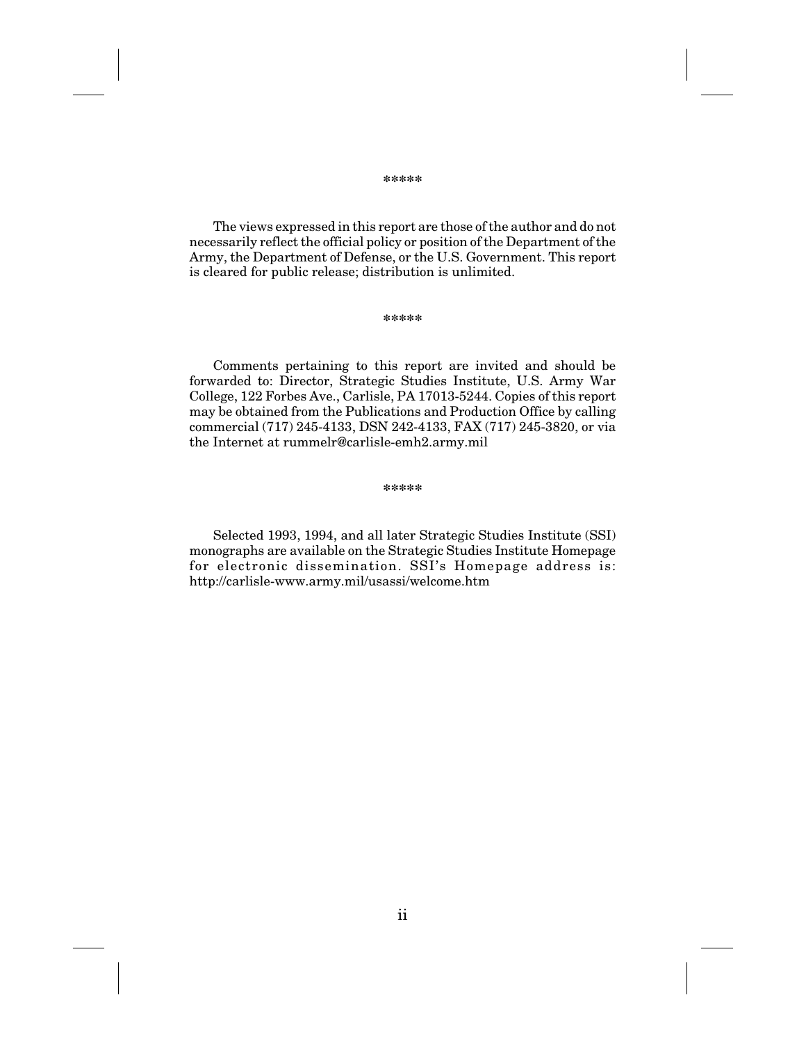*****

The views expressed in this report are those of the author and do not necessarily reflect the official policy or position of the Department of the Army, the Department of Defense, or the U.S. Government. This report is cleared for public release; distribution is unlimited.

*****

Comments pertaining to this report are invited and should be forwarded to: Director, Strategic Studies Institute, U.S. Army War College, 122 Forbes Ave., Carlisle, PA 17013-5244. Copies of this report may be obtained from the Publications and Production Office by calling commercial (717) 245-4133, DSN 242-4133, FAX (717) 245-3820, or via the Internet at rummelr@carlisle-emh2.army.mil

*****

Selected 1993, 1994, and all later Strategic Studies Institute (SSI) monographs are available on the Strategic Studies Institute Homepage for electronic dissemination. SSI's Homepage address is: http://carlisle-www.army.mil/usassi/welcome.htm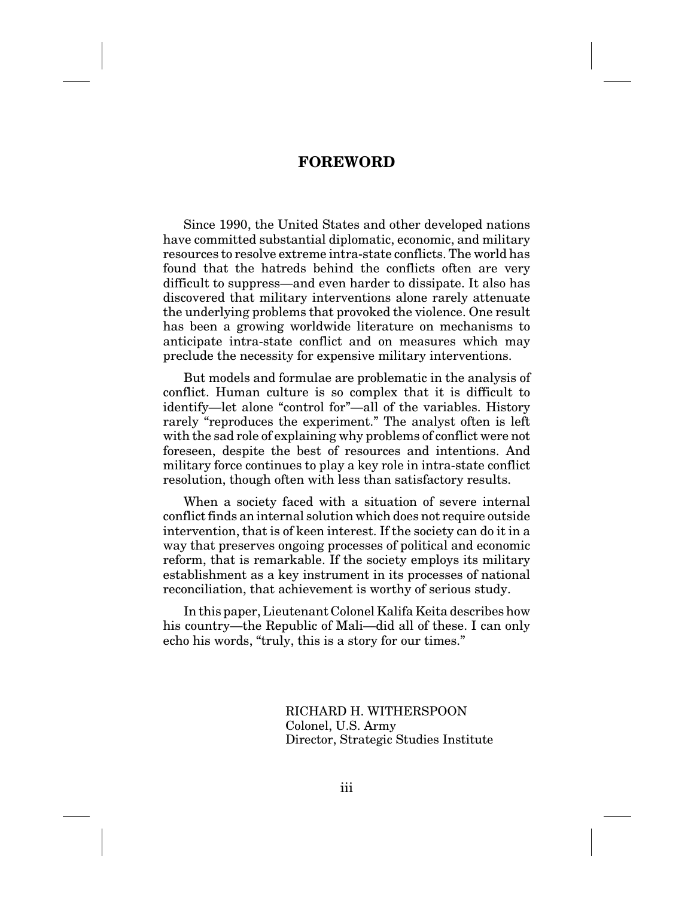# FOREWORD

Since 1990, the United States and other developed nations have committed substantial diplomatic, economic, and military resources to resolve extreme intra-state conflicts. The world has found that the hatreds behind the conflicts often are very difficult to suppress—and even harder to dissipate. It also has discovered that military interventions alone rarely attenuate the underlying problems that provoked the violence. One result has been a growing worldwide literature on mechanisms to anticipate intra-state conflict and on measures which may preclude the necessity for expensive military interventions.

But models and formulae are problematic in the analysis of conflict. Human culture is so complex that it is difficult to identify—let alone "control for"—all of the variables. History rarely "reproduces the experiment." The analyst often is left with the sad role of explaining why problems of conflict were not foreseen, despite the best of resources and intentions. And military force continues to play a key role in intra-state conflict resolution, though often with less than satisfactory results.

When a society faced with a situation of severe internal conflict finds an internal solution which does not require outside intervention, that is of keen interest. If the society can do it in a way that preserves ongoing processes of political and economic reform, that is remarkable. If the society employs its military establishment as a key instrument in its processes of national reconciliation, that achievement is worthy of serious study.

In this paper, Lieutenant Colonel Kalifa Keita describes how his country—the Republic of Mali—did all of these. I can only echo his words, "truly, this is a story for our times."

RICHARD H. WITHERSPOON
Colonel, U.S. Army
Director, Strategic Studies Institute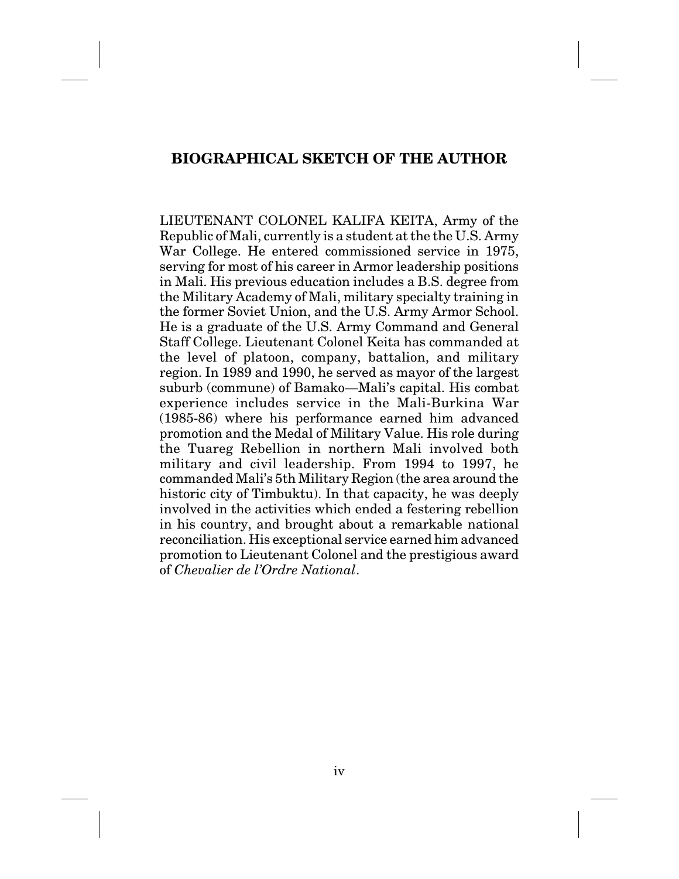## BIOGRAPHICAL SKETCH OF THE AUTHOR

LIEUTENANT COLONEL KALIFA KEITA, Army of the Republic of Mali, currently is a student at the the U.S. Army War College. He entered commissioned service in 1975, serving for most of his career in Armor leadership positions in Mali. His previous education includes a B.S. degree from the Military Academy of Mali, military specialty training in the former Soviet Union, and the U.S. Army Armor School. He is a graduate of the U.S. Army Command and General Staff College. Lieutenant Colonel Keita has commanded at the level of platoon, company, battalion, and military region. In 1989 and 1990, he served as mayor of the largest suburb (commune) of Bamako—Mali's capital. His combat experience includes service in the Mali-Burkina War (1985-86) where his performance earned him advanced promotion and the Medal of Military Value. His role during the Tuareg Rebellion in northern Mali involved both military and civil leadership. From 1994 to 1997, he commanded Mali's 5th Military Region (the area around the historic city of Timbuktu). In that capacity, he was deeply involved in the activities which ended a festering rebellion in his country, and brought about a remarkable national reconciliation. His exceptional service earned him advanced promotion to Lieutenant Colonel and the prestigious award of *Chevalier de l'Ordre National*.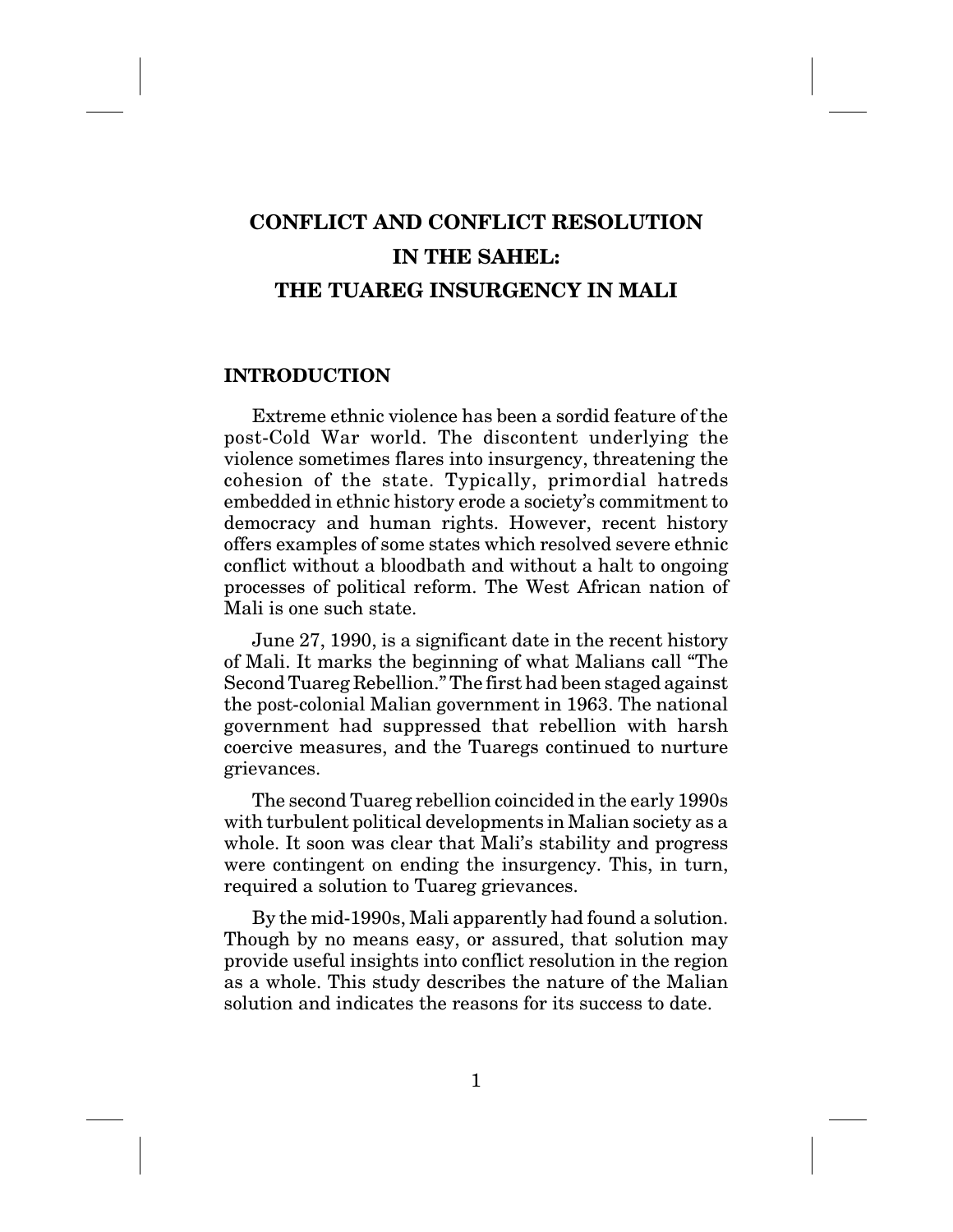# CONFLICT AND CONFLICT RESOLUTION IN THE SAHEL: THE TUAREG INSURGENCY IN MALI

## INTRODUCTION

Extreme ethnic violence has been a sordid feature of the post-Cold War world. The discontent underlying the violence sometimes flares into insurgency, threatening the cohesion of the state. Typically, primordial hatreds embedded in ethnic history erode a society's commitment to democracy and human rights. However, recent history offers examples of some states which resolved severe ethnic conflict without a bloodbath and without a halt to ongoing processes of political reform. The West African nation of Mali is one such state.

June 27, 1990, is a significant date in the recent history of Mali. It marks the beginning of what Malians call "The Second Tuareg Rebellion." The first had been staged against the post-colonial Malian government in 1963. The national government had suppressed that rebellion with harsh coercive measures, and the Tuaregs continued to nurture grievances.

The second Tuareg rebellion coincided in the early 1990s with turbulent political developments in Malian society as a whole. It soon was clear that Mali's stability and progress were contingent on ending the insurgency. This, in turn, required a solution to Tuareg grievances.

By the mid-1990s, Mali apparently had found a solution. Though by no means easy, or assured, that solution may provide useful insights into conflict resolution in the region as a whole. This study describes the nature of the Malian solution and indicates the reasons for its success to date.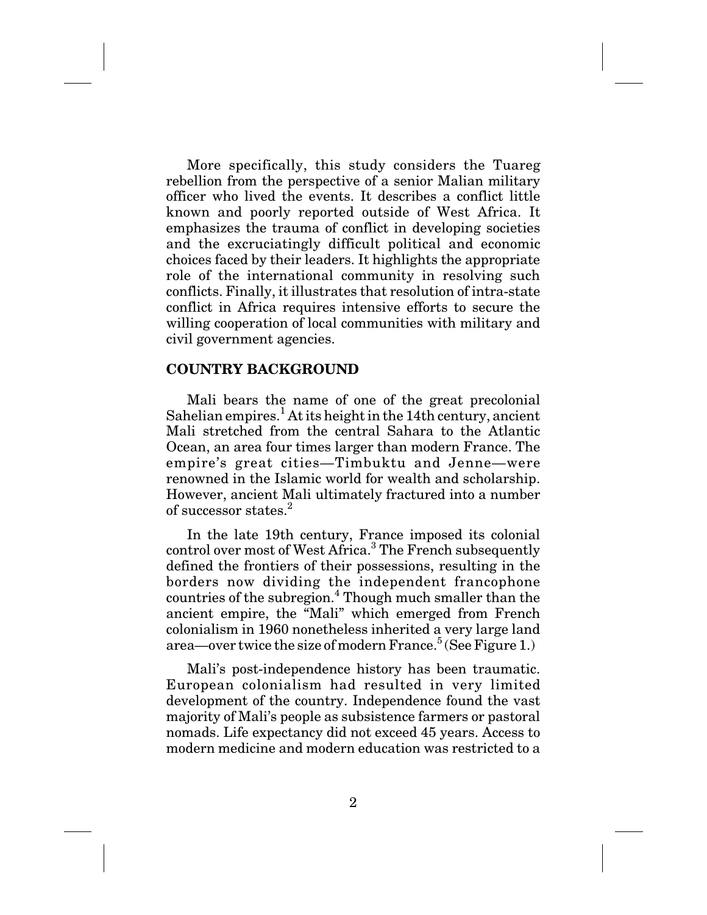More specifically, this study considers the Tuareg rebellion from the perspective of a senior Malian military officer who lived the events. It describes a conflict little known and poorly reported outside of West Africa. It emphasizes the trauma of conflict in developing societies and the excruciatingly difficult political and economic choices faced by their leaders. It highlights the appropriate role of the international community in resolving such conflicts. Finally, it illustrates that resolution of intra-state conflict in Africa requires intensive efforts to secure the willing cooperation of local communities with military and civil government agencies.

## COUNTRY BACKGROUND

Mali bears the name of one of the great precolonial Sahelian empires.[1] At its height in the 14th century, ancient Mali stretched from the central Sahara to the Atlantic Ocean, an area four times larger than modern France. The empire's great cities—Timbuktu and Jenne—were renowned in the Islamic world for wealth and scholarship. However, ancient Mali ultimately fractured into a number of successor states.[2]

In the late 19th century, France imposed its colonial control over most of West Africa.[3] The French subsequently defined the frontiers of their possessions, resulting in the borders now dividing the independent francophone countries of the subregion.[4] Though much smaller than the ancient empire, the "Mali" which emerged from French colonialism in 1960 nonetheless inherited a very large land area—over twice the size of modern France.[5] (See Figure 1.)

Mali's post-independence history has been traumatic. European colonialism had resulted in very limited development of the country. Independence found the vast majority of Mali's people as subsistence farmers or pastoral nomads. Life expectancy did not exceed 45 years. Access to modern medicine and modern education was restricted to a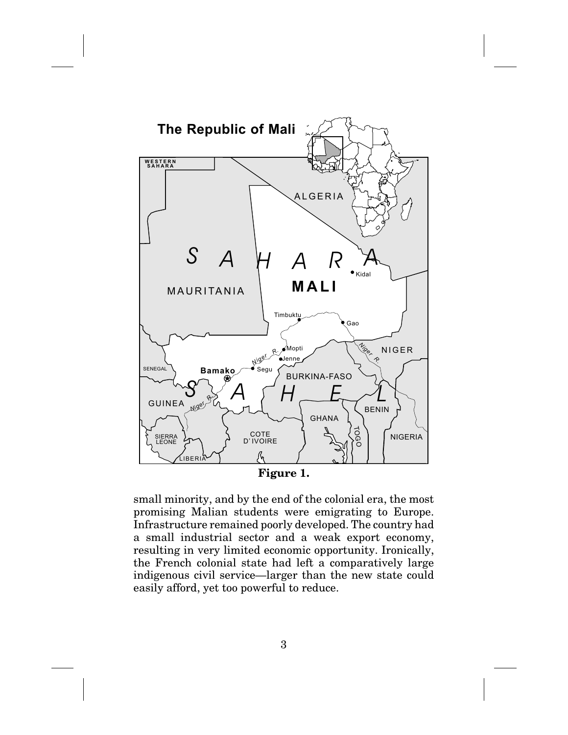**Figure 1.**

small minority, and by the end of the colonial era, the most promising Malian students were emigrating to Europe. Infrastructure remained poorly developed. The country had a small industrial sector and a weak export economy, resulting in very limited economic opportunity. Ironically, the French colonial state had left a comparatively large indigenous civil service—larger than the new state could easily afford, yet too powerful to reduce.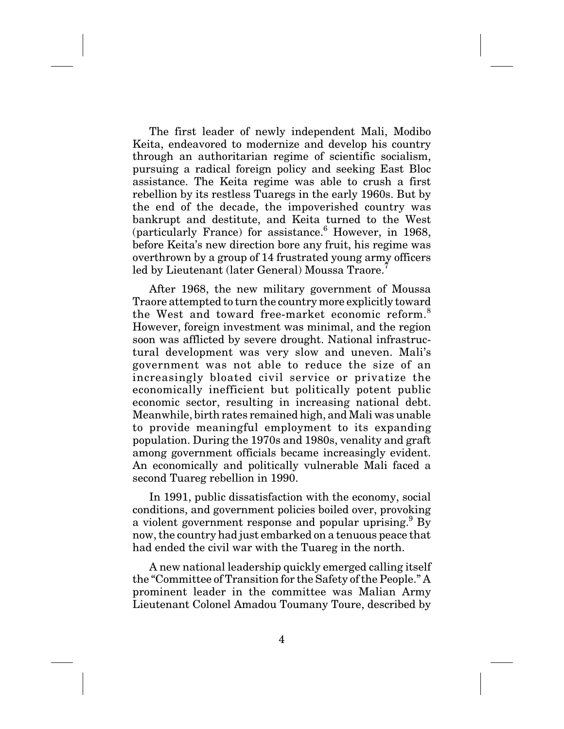The first leader of newly independent Mali, Modibo Keita, endeavored to modernize and develop his country through an authoritarian regime of scientific socialism, pursuing a radical foreign policy and seeking East Bloc assistance. The Keita regime was able to crush a first rebellion by its restless Tuaregs in the early 1960s. But by the end of the decade, the impoverished country was bankrupt and destitute, and Keita turned to the West (particularly France) for assistance.[6] However, in 1968, before Keita's new direction bore any fruit, his regime was overthrown by a group of 14 frustrated young army officers led by Lieutenant (later General) Moussa Traore.[7]

After 1968, the new military government of Moussa Traore attempted to turn the country more explicitly toward the West and toward free-market economic reform.[8] However, foreign investment was minimal, and the region soon was afflicted by severe drought. National infrastructural development was very slow and uneven. Mali's government was not able to reduce the size of an increasingly bloated civil service or privatize the economically inefficient but politically potent public economic sector, resulting in increasing national debt. Meanwhile, birth rates remained high, and Mali was unable to provide meaningful employment to its expanding population. During the 1970s and 1980s, venality and graft among government officials became increasingly evident. An economically and politically vulnerable Mali faced a second Tuareg rebellion in 1990.

In 1991, public dissatisfaction with the economy, social conditions, and government policies boiled over, provoking a violent government response and popular uprising.[9] By now, the country had just embarked on a tenuous peace that had ended the civil war with the Tuareg in the north.

A new national leadership quickly emerged calling itself the "Committee of Transition for the Safety of the People." A prominent leader in the committee was Malian Army Lieutenant Colonel Amadou Toumany Toure, described by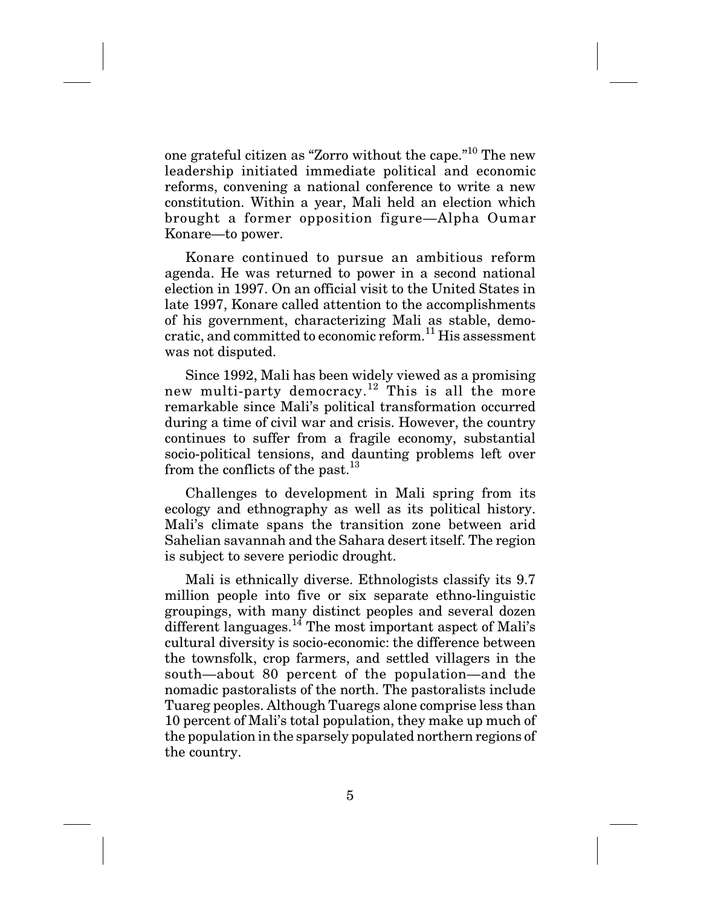one grateful citizen as "Zorro without the cape."[10] The new leadership initiated immediate political and economic reforms, convening a national conference to write a new constitution. Within a year, Mali held an election which brought a former opposition figure—Alpha Oumar Konare—to power.

Konare continued to pursue an ambitious reform agenda. He was returned to power in a second national election in 1997. On an official visit to the United States in late 1997, Konare called attention to the accomplishments of his government, characterizing Mali as stable, democratic, and committed to economic reform.[11] His assessment was not disputed.

Since 1992, Mali has been widely viewed as a promising new multi-party democracy.[12] This is all the more remarkable since Mali's political transformation occurred during a time of civil war and crisis. However, the country continues to suffer from a fragile economy, substantial socio-political tensions, and daunting problems left over from the conflicts of the past.[13]

Challenges to development in Mali spring from its ecology and ethnography as well as its political history. Mali's climate spans the transition zone between arid Sahelian savannah and the Sahara desert itself. The region is subject to severe periodic drought.

Mali is ethnically diverse. Ethnologists classify its 9.7 million people into five or six separate ethno-linguistic groupings, with many distinct peoples and several dozen different languages.[14] The most important aspect of Mali's cultural diversity is socio-economic: the difference between the townsfolk, crop farmers, and settled villagers in the south—about 80 percent of the population—and the nomadic pastoralists of the north. The pastoralists include Tuareg peoples. Although Tuaregs alone comprise less than 10 percent of Mali's total population, they make up much of the population in the sparsely populated northern regions of the country.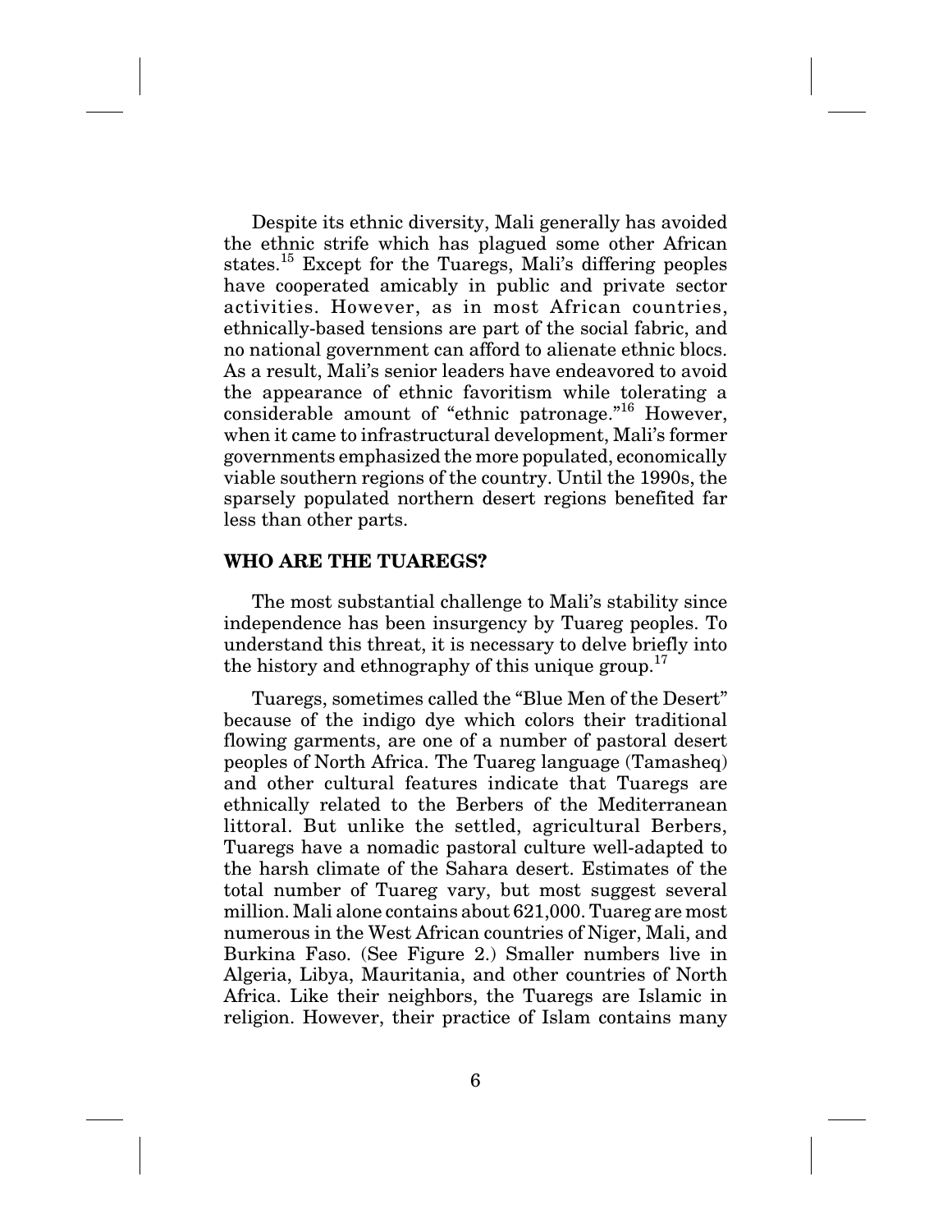Despite its ethnic diversity, Mali generally has avoided the ethnic strife which has plagued some other African states.[15] Except for the Tuaregs, Mali's differing peoples have cooperated amicably in public and private sector activities. However, as in most African countries, ethnically-based tensions are part of the social fabric, and no national government can afford to alienate ethnic blocs. As a result, Mali's senior leaders have endeavored to avoid the appearance of ethnic favoritism while tolerating a considerable amount of "ethnic patronage."[16] However, when it came to infrastructural development, Mali's former governments emphasized the more populated, economically viable southern regions of the country. Until the 1990s, the sparsely populated northern desert regions benefited far less than other parts.

## WHO ARE THE TUAREGS?

The most substantial challenge to Mali's stability since independence has been insurgency by Tuareg peoples. To understand this threat, it is necessary to delve briefly into the history and ethnography of this unique group.[17]

Tuaregs, sometimes called the "Blue Men of the Desert" because of the indigo dye which colors their traditional flowing garments, are one of a number of pastoral desert peoples of North Africa. The Tuareg language (Tamasheq) and other cultural features indicate that Tuaregs are ethnically related to the Berbers of the Mediterranean littoral. But unlike the settled, agricultural Berbers, Tuaregs have a nomadic pastoral culture well-adapted to the harsh climate of the Sahara desert. Estimates of the total number of Tuareg vary, but most suggest several million. Mali alone contains about 621,000. Tuareg are most numerous in the West African countries of Niger, Mali, and Burkina Faso. (See Figure 2.) Smaller numbers live in Algeria, Libya, Mauritania, and other countries of North Africa. Like their neighbors, the Tuaregs are Islamic in religion. However, their practice of Islam contains many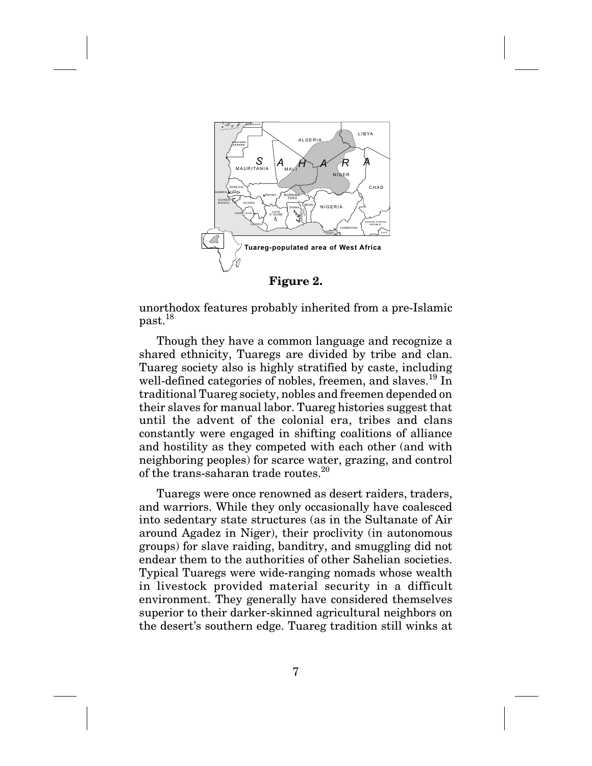**Figure 2.**

unorthodox features probably inherited from a pre-Islamic past.[18]

Though they have a common language and recognize a shared ethnicity, Tuaregs are divided by tribe and clan. Tuareg society also is highly stratified by caste, including well-defined categories of nobles, freemen, and slaves.[19] In traditional Tuareg society, nobles and freemen depended on their slaves for manual labor. Tuareg histories suggest that until the advent of the colonial era, tribes and clans constantly were engaged in shifting coalitions of alliance and hostility as they competed with each other (and with neighboring peoples) for scarce water, grazing, and control of the trans-saharan trade routes.[20]

Tuaregs were once renowned as desert raiders, traders, and warriors. While they only occasionally have coalesced into sedentary state structures (as in the Sultanate of Air around Agadez in Niger), their proclivity (in autonomous groups) for slave raiding, banditry, and smuggling did not endear them to the authorities of other Sahelian societies. Typical Tuaregs were wide-ranging nomads whose wealth in livestock provided material security in a difficult environment. They generally have considered themselves superior to their darker-skinned agricultural neighbors on the desert's southern edge. Tuareg tradition still winks at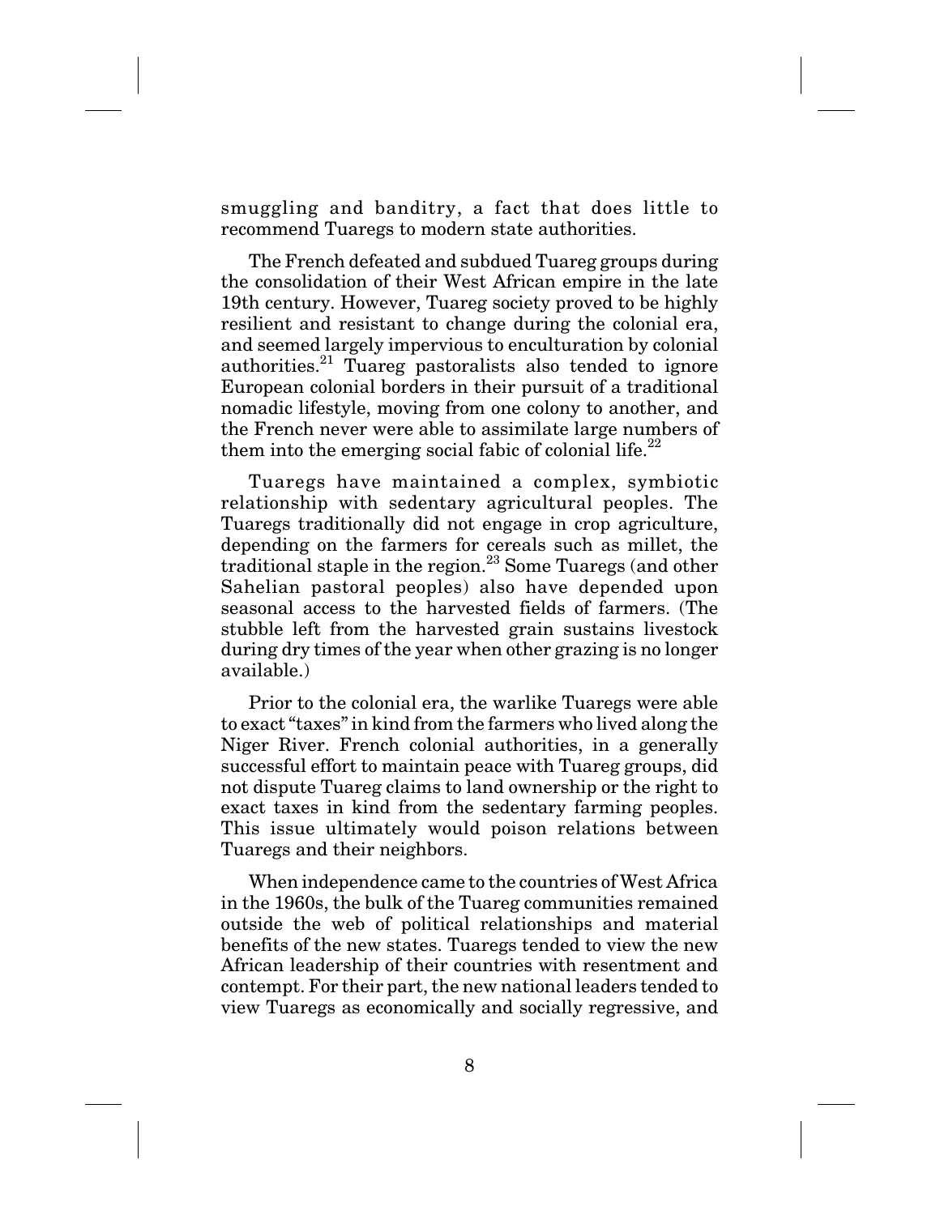smuggling and banditry, a fact that does little to recommend Tuaregs to modern state authorities.

The French defeated and subdued Tuareg groups during the consolidation of their West African empire in the late 19th century. However, Tuareg society proved to be highly resilient and resistant to change during the colonial era, and seemed largely impervious to enculturation by colonial authorities.[21] Tuareg pastoralists also tended to ignore European colonial borders in their pursuit of a traditional nomadic lifestyle, moving from one colony to another, and the French never were able to assimilate large numbers of them into the emerging social fabic of colonial life.[22]

Tuaregs have maintained a complex, symbiotic relationship with sedentary agricultural peoples. The Tuaregs traditionally did not engage in crop agriculture, depending on the farmers for cereals such as millet, the traditional staple in the region.[23] Some Tuaregs (and other Sahelian pastoral peoples) also have depended upon seasonal access to the harvested fields of farmers. (The stubble left from the harvested grain sustains livestock during dry times of the year when other grazing is no longer available.)

Prior to the colonial era, the warlike Tuaregs were able to exact "taxes" in kind from the farmers who lived along the Niger River. French colonial authorities, in a generally successful effort to maintain peace with Tuareg groups, did not dispute Tuareg claims to land ownership or the right to exact taxes in kind from the sedentary farming peoples. This issue ultimately would poison relations between Tuaregs and their neighbors.

When independence came to the countries of West Africa in the 1960s, the bulk of the Tuareg communities remained outside the web of political relationships and material benefits of the new states. Tuaregs tended to view the new African leadership of their countries with resentment and contempt. For their part, the new national leaders tended to view Tuaregs as economically and socially regressive, and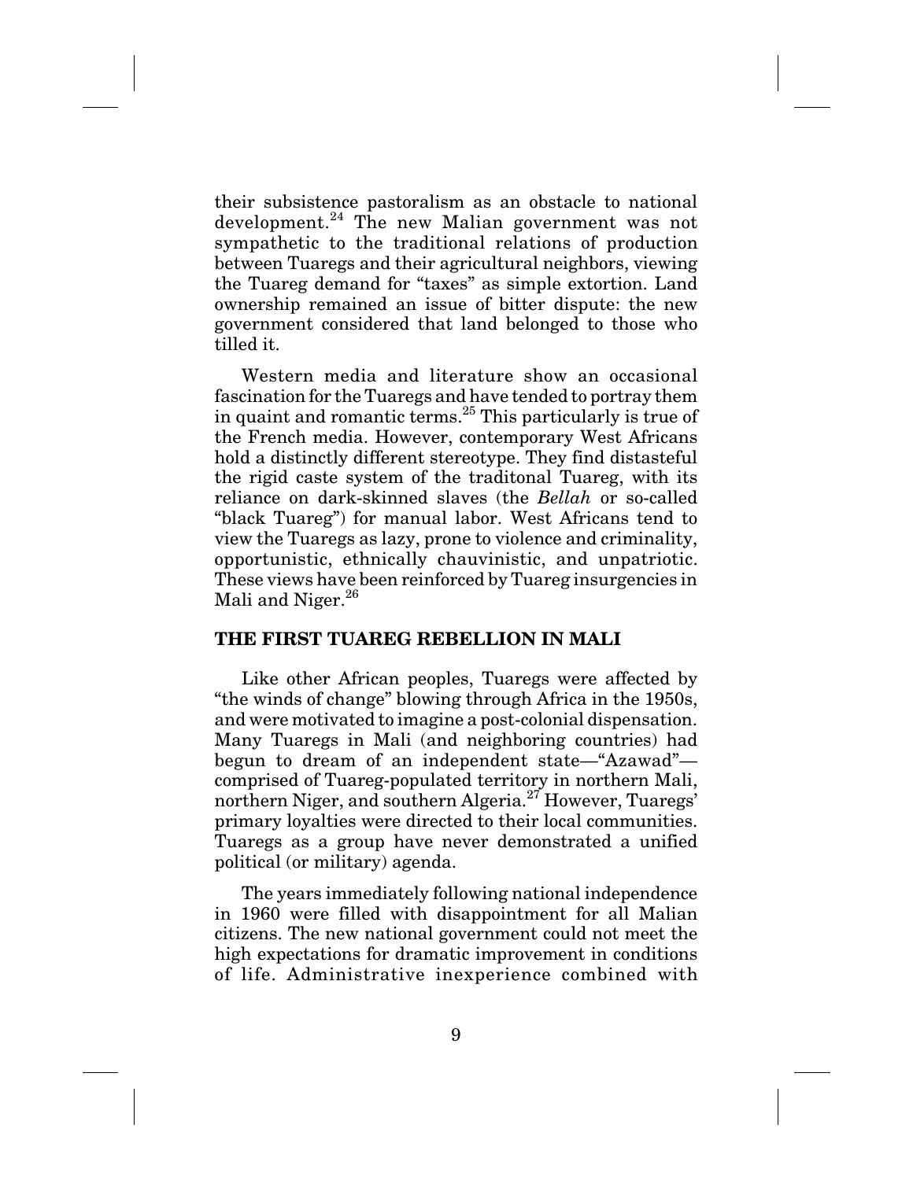their subsistence pastoralism as an obstacle to national development.[24] The new Malian government was not sympathetic to the traditional relations of production between Tuaregs and their agricultural neighbors, viewing the Tuareg demand for "taxes" as simple extortion. Land ownership remained an issue of bitter dispute: the new government considered that land belonged to those who tilled it.

Western media and literature show an occasional fascination for the Tuaregs and have tended to portray them in quaint and romantic terms.[25] This particularly is true of the French media. However, contemporary West Africans hold a distinctly different stereotype. They find distasteful the rigid caste system of the traditonal Tuareg, with its reliance on dark-skinned slaves (the *Bellah* or so-called "black Tuareg") for manual labor. West Africans tend to view the Tuaregs as lazy, prone to violence and criminality, opportunistic, ethnically chauvinistic, and unpatriotic. These views have been reinforced by Tuareg insurgencies in Mali and Niger.[26]

## THE FIRST TUAREG REBELLION IN MALI

Like other African peoples, Tuaregs were affected by "the winds of change" blowing through Africa in the 1950s, and were motivated to imagine a post-colonial dispensation. Many Tuaregs in Mali (and neighboring countries) had begun to dream of an independent state—"Azawad"—comprised of Tuareg-populated territory in northern Mali, northern Niger, and southern Algeria.[27] However, Tuaregs' primary loyalties were directed to their local communities. Tuaregs as a group have never demonstrated a unified political (or military) agenda.

The years immediately following national independence in 1960 were filled with disappointment for all Malian citizens. The new national government could not meet the high expectations for dramatic improvement in conditions of life. Administrative inexperience combined with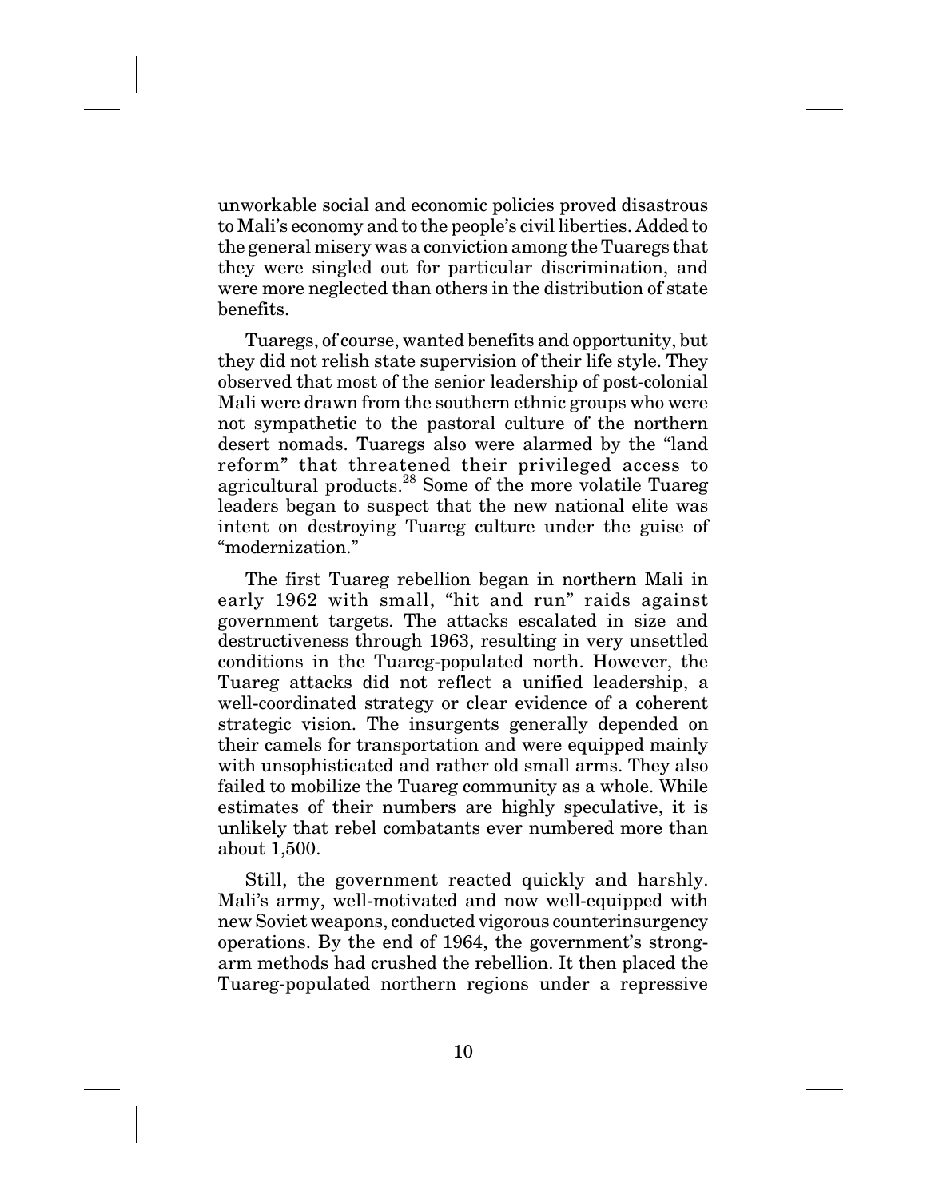unworkable social and economic policies proved disastrous to Mali's economy and to the people's civil liberties. Added to the general misery was a conviction among the Tuaregs that they were singled out for particular discrimination, and were more neglected than others in the distribution of state benefits.

Tuaregs, of course, wanted benefits and opportunity, but they did not relish state supervision of their life style. They observed that most of the senior leadership of post-colonial Mali were drawn from the southern ethnic groups who were not sympathetic to the pastoral culture of the northern desert nomads. Tuaregs also were alarmed by the "land reform" that threatened their privileged access to agricultural products.[28] Some of the more volatile Tuareg leaders began to suspect that the new national elite was intent on destroying Tuareg culture under the guise of "modernization."

The first Tuareg rebellion began in northern Mali in early 1962 with small, "hit and run" raids against government targets. The attacks escalated in size and destructiveness through 1963, resulting in very unsettled conditions in the Tuareg-populated north. However, the Tuareg attacks did not reflect a unified leadership, a well-coordinated strategy or clear evidence of a coherent strategic vision. The insurgents generally depended on their camels for transportation and were equipped mainly with unsophisticated and rather old small arms. They also failed to mobilize the Tuareg community as a whole. While estimates of their numbers are highly speculative, it is unlikely that rebel combatants ever numbered more than about 1,500.

Still, the government reacted quickly and harshly. Mali's army, well-motivated and now well-equipped with new Soviet weapons, conducted vigorous counterinsurgency operations. By the end of 1964, the government's strong-arm methods had crushed the rebellion. It then placed the Tuareg-populated northern regions under a repressive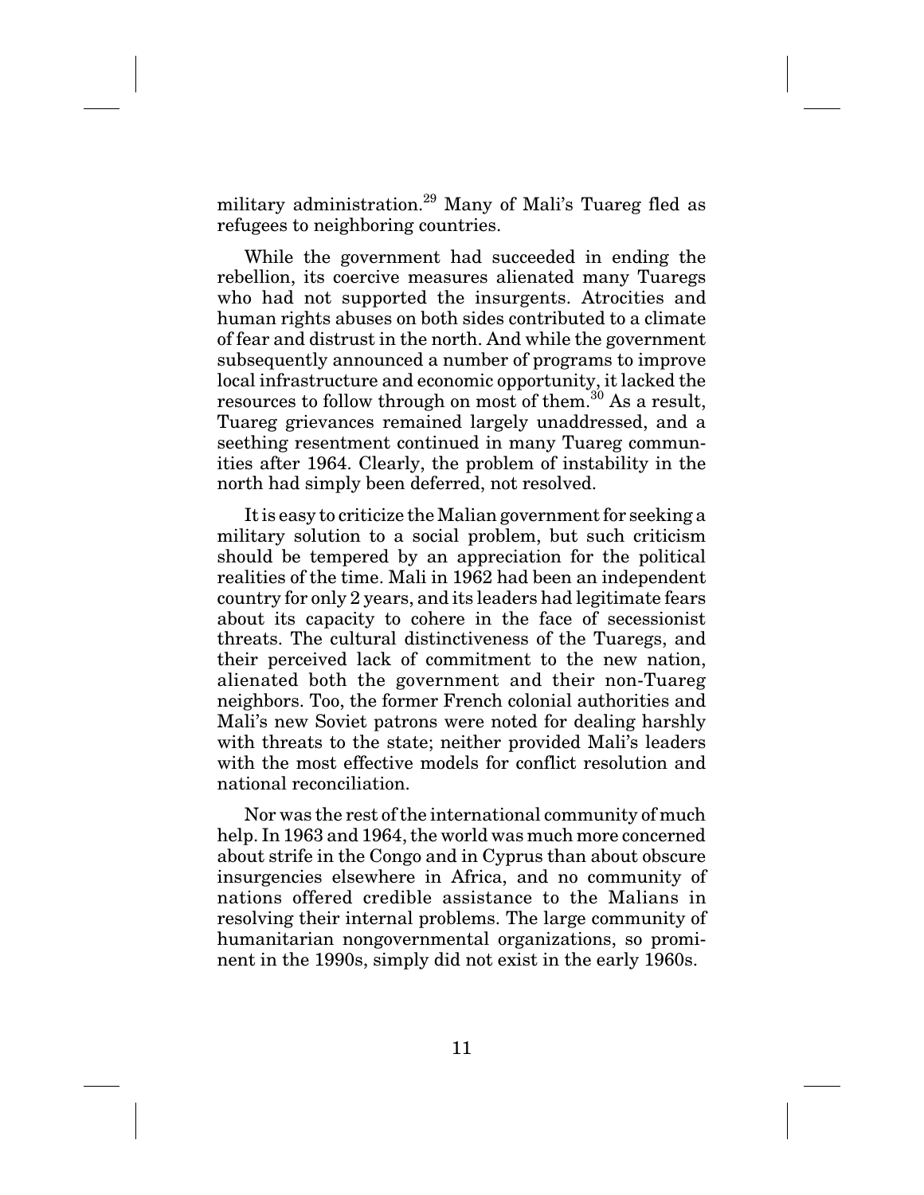military administration.[29] Many of Mali's Tuareg fled as refugees to neighboring countries.

While the government had succeeded in ending the rebellion, its coercive measures alienated many Tuaregs who had not supported the insurgents. Atrocities and human rights abuses on both sides contributed to a climate of fear and distrust in the north. And while the government subsequently announced a number of programs to improve local infrastructure and economic opportunity, it lacked the resources to follow through on most of them.[30] As a result, Tuareg grievances remained largely unaddressed, and a seething resentment continued in many Tuareg communities after 1964. Clearly, the problem of instability in the north had simply been deferred, not resolved.

It is easy to criticize the Malian government for seeking a military solution to a social problem, but such criticism should be tempered by an appreciation for the political realities of the time. Mali in 1962 had been an independent country for only 2 years, and its leaders had legitimate fears about its capacity to cohere in the face of secessionist threats. The cultural distinctiveness of the Tuaregs, and their perceived lack of commitment to the new nation, alienated both the government and their non-Tuareg neighbors. Too, the former French colonial authorities and Mali's new Soviet patrons were noted for dealing harshly with threats to the state; neither provided Mali's leaders with the most effective models for conflict resolution and national reconciliation.

Nor was the rest of the international community of much help. In 1963 and 1964, the world was much more concerned about strife in the Congo and in Cyprus than about obscure insurgencies elsewhere in Africa, and no community of nations offered credible assistance to the Malians in resolving their internal problems. The large community of humanitarian nongovernmental organizations, so prominent in the 1990s, simply did not exist in the early 1960s.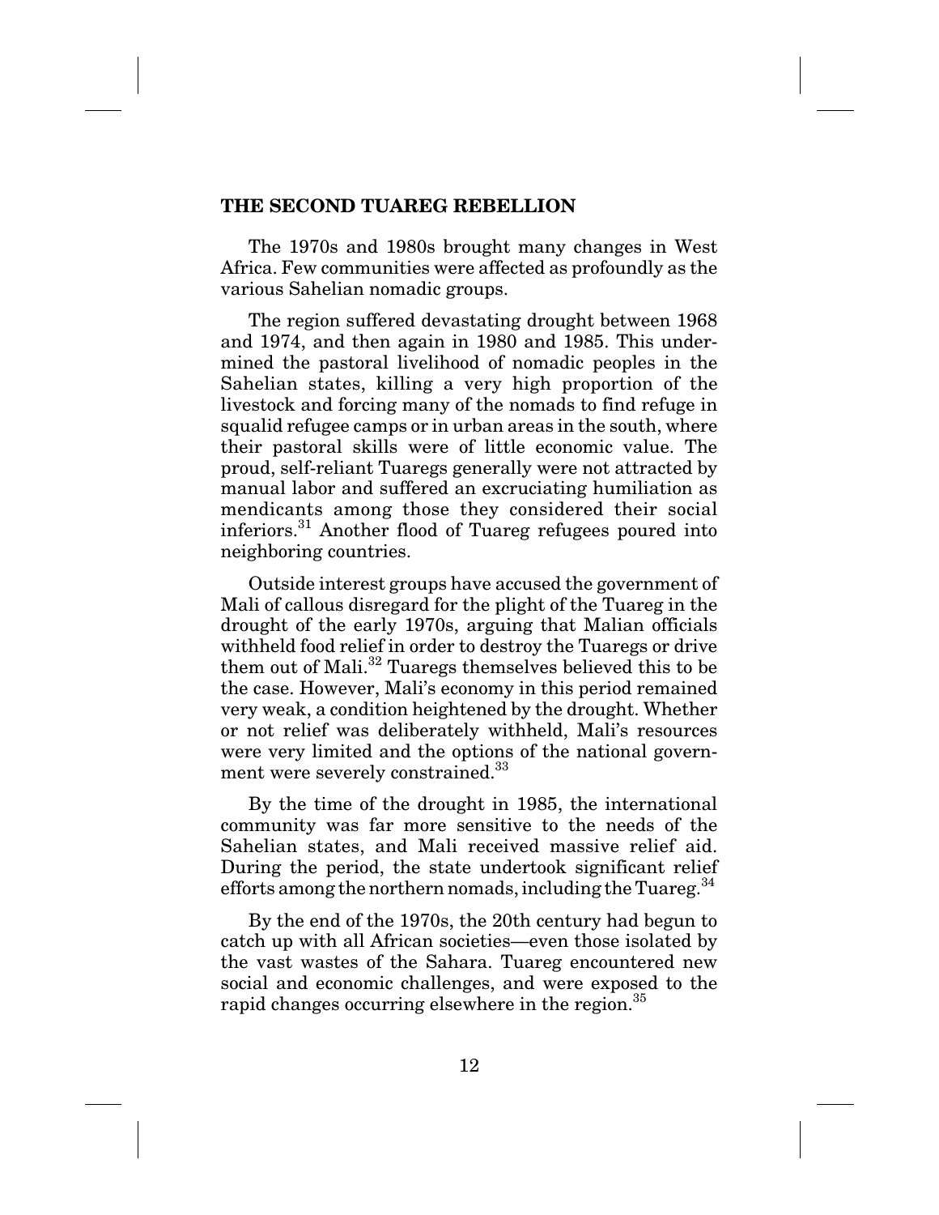## THE SECOND TUAREG REBELLION

The 1970s and 1980s brought many changes in West Africa. Few communities were affected as profoundly as the various Sahelian nomadic groups.

The region suffered devastating drought between 1968 and 1974, and then again in 1980 and 1985. This undermined the pastoral livelihood of nomadic peoples in the Sahelian states, killing a very high proportion of the livestock and forcing many of the nomads to find refuge in squalid refugee camps or in urban areas in the south, where their pastoral skills were of little economic value. The proud, self-reliant Tuaregs generally were not attracted by manual labor and suffered an excruciating humiliation as mendicants among those they considered their social inferiors.[31] Another flood of Tuareg refugees poured into neighboring countries.

Outside interest groups have accused the government of Mali of callous disregard for the plight of the Tuareg in the drought of the early 1970s, arguing that Malian officials withheld food relief in order to destroy the Tuaregs or drive them out of Mali.[32] Tuaregs themselves believed this to be the case. However, Mali's economy in this period remained very weak, a condition heightened by the drought. Whether or not relief was deliberately withheld, Mali's resources were very limited and the options of the national government were severely constrained.[33]

By the time of the drought in 1985, the international community was far more sensitive to the needs of the Sahelian states, and Mali received massive relief aid. During the period, the state undertook significant relief efforts among the northern nomads, including the Tuareg.[34]

By the end of the 1970s, the 20th century had begun to catch up with all African societies—even those isolated by the vast wastes of the Sahara. Tuareg encountered new social and economic challenges, and were exposed to the rapid changes occurring elsewhere in the region.[35]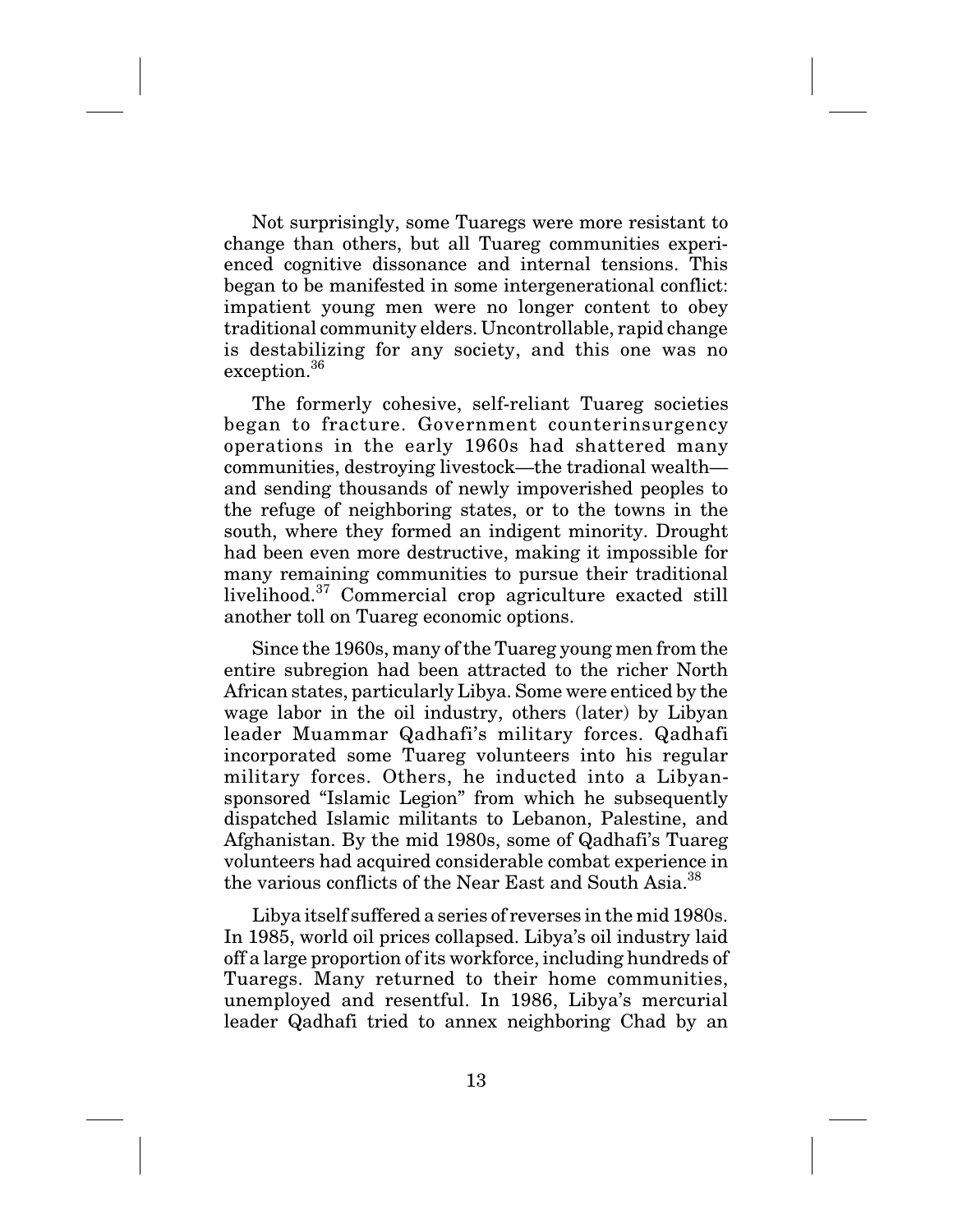Not surprisingly, some Tuaregs were more resistant to change than others, but all Tuareg communities experienced cognitive dissonance and internal tensions. This began to be manifested in some intergenerational conflict: impatient young men were no longer content to obey traditional community elders. Uncontrollable, rapid change is destabilizing for any society, and this one was no exception.[36]

The formerly cohesive, self-reliant Tuareg societies began to fracture. Government counterinsurgency operations in the early 1960s had shattered many communities, destroying livestock—the tradional wealth—and sending thousands of newly impoverished peoples to the refuge of neighboring states, or to the towns in the south, where they formed an indigent minority. Drought had been even more destructive, making it impossible for many remaining communities to pursue their traditional livelihood.[37] Commercial crop agriculture exacted still another toll on Tuareg economic options.

Since the 1960s, many of the Tuareg young men from the entire subregion had been attracted to the richer North African states, particularly Libya. Some were enticed by the wage labor in the oil industry, others (later) by Libyan leader Muammar Qadhafi's military forces. Qadhafi incorporated some Tuareg volunteers into his regular military forces. Others, he inducted into a Libyan-sponsored "Islamic Legion" from which he subsequently dispatched Islamic militants to Lebanon, Palestine, and Afghanistan. By the mid 1980s, some of Qadhafi's Tuareg volunteers had acquired considerable combat experience in the various conflicts of the Near East and South Asia.[38]

Libya itself suffered a series of reverses in the mid 1980s. In 1985, world oil prices collapsed. Libya's oil industry laid off a large proportion of its workforce, including hundreds of Tuaregs. Many returned to their home communities, unemployed and resentful. In 1986, Libya's mercurial leader Qadhafi tried to annex neighboring Chad by an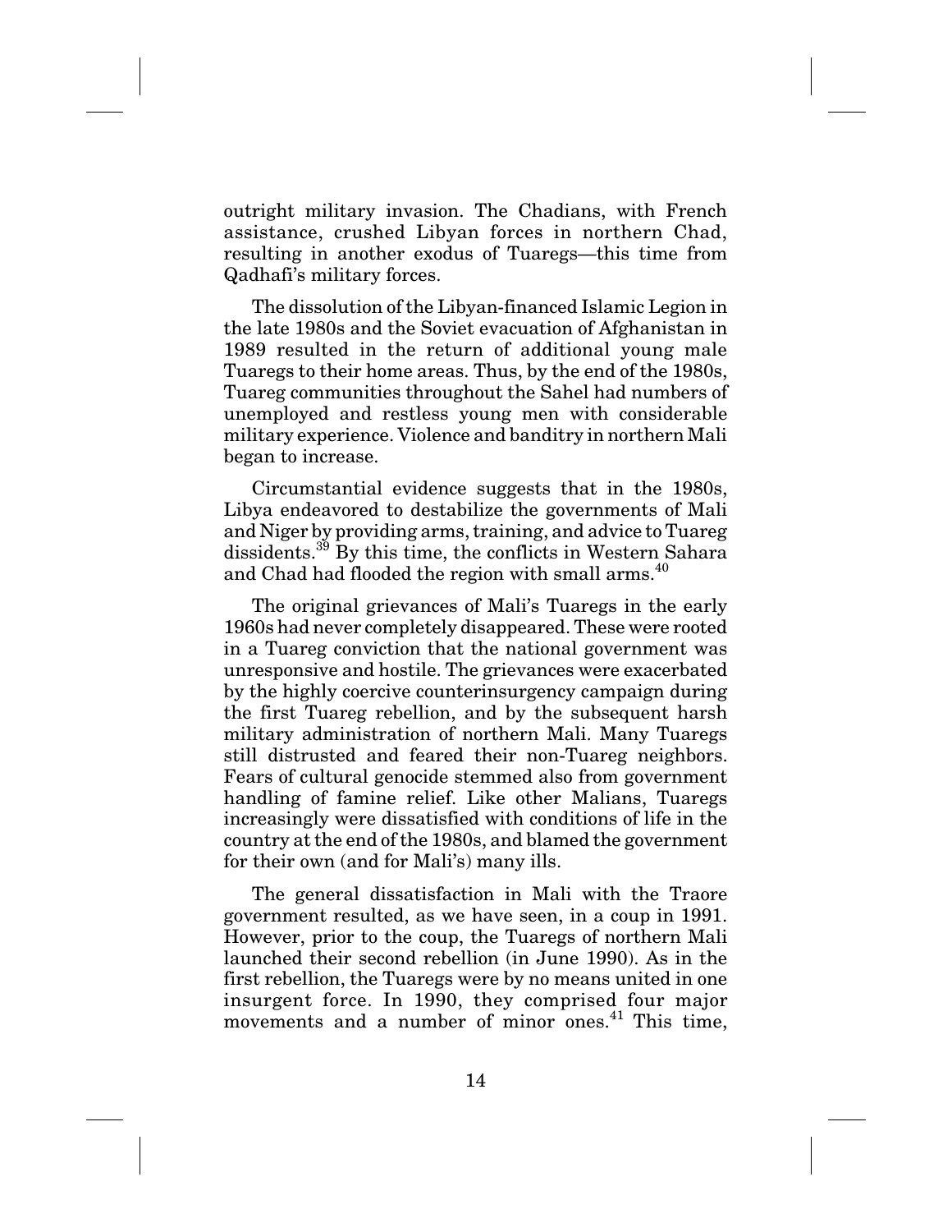outright military invasion. The Chadians, with French assistance, crushed Libyan forces in northern Chad, resulting in another exodus of Tuaregs—this time from Qadhafi's military forces.

The dissolution of the Libyan-financed Islamic Legion in the late 1980s and the Soviet evacuation of Afghanistan in 1989 resulted in the return of additional young male Tuaregs to their home areas. Thus, by the end of the 1980s, Tuareg communities throughout the Sahel had numbers of unemployed and restless young men with considerable military experience. Violence and banditry in northern Mali began to increase.

Circumstantial evidence suggests that in the 1980s, Libya endeavored to destabilize the governments of Mali and Niger by providing arms, training, and advice to Tuareg dissidents.[39] By this time, the conflicts in Western Sahara and Chad had flooded the region with small arms.[40]

The original grievances of Mali's Tuaregs in the early 1960s had never completely disappeared. These were rooted in a Tuareg conviction that the national government was unresponsive and hostile. The grievances were exacerbated by the highly coercive counterinsurgency campaign during the first Tuareg rebellion, and by the subsequent harsh military administration of northern Mali. Many Tuaregs still distrusted and feared their non-Tuareg neighbors. Fears of cultural genocide stemmed also from government handling of famine relief. Like other Malians, Tuaregs increasingly were dissatisfied with conditions of life in the country at the end of the 1980s, and blamed the government for their own (and for Mali's) many ills.

The general dissatisfaction in Mali with the Traore government resulted, as we have seen, in a coup in 1991. However, prior to the coup, the Tuaregs of northern Mali launched their second rebellion (in June 1990). As in the first rebellion, the Tuaregs were by no means united in one insurgent force. In 1990, they comprised four major movements and a number of minor ones.[41] This time,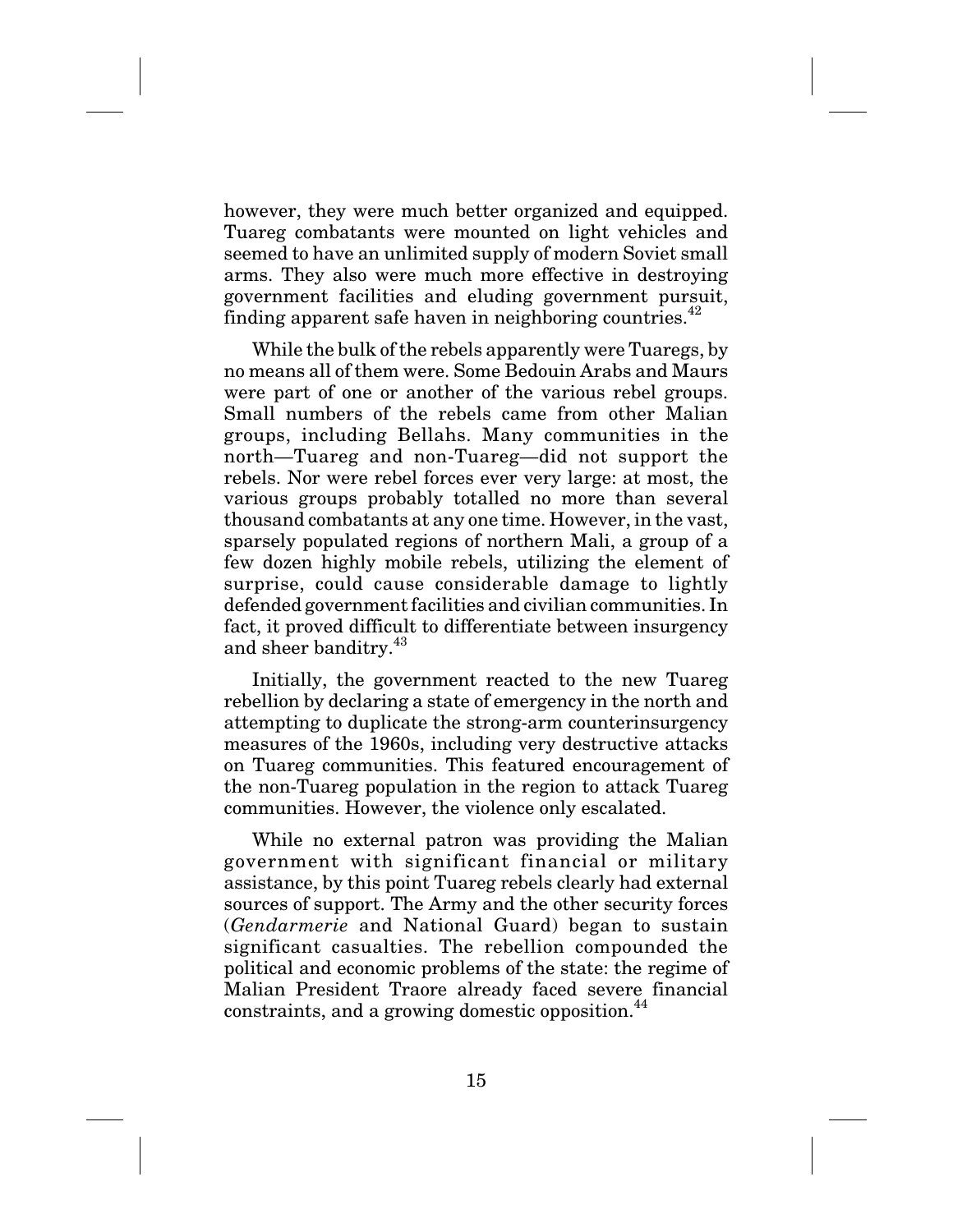however, they were much better organized and equipped. Tuareg combatants were mounted on light vehicles and seemed to have an unlimited supply of modern Soviet small arms. They also were much more effective in destroying government facilities and eluding government pursuit, finding apparent safe haven in neighboring countries.[42]

While the bulk of the rebels apparently were Tuaregs, by no means all of them were. Some Bedouin Arabs and Maurs were part of one or another of the various rebel groups. Small numbers of the rebels came from other Malian groups, including Bellahs. Many communities in the north—Tuareg and non-Tuareg—did not support the rebels. Nor were rebel forces ever very large: at most, the various groups probably totalled no more than several thousand combatants at any one time. However, in the vast, sparsely populated regions of northern Mali, a group of a few dozen highly mobile rebels, utilizing the element of surprise, could cause considerable damage to lightly defended government facilities and civilian communities. In fact, it proved difficult to differentiate between insurgency and sheer banditry.[43]

Initially, the government reacted to the new Tuareg rebellion by declaring a state of emergency in the north and attempting to duplicate the strong-arm counterinsurgency measures of the 1960s, including very destructive attacks on Tuareg communities. This featured encouragement of the non-Tuareg population in the region to attack Tuareg communities. However, the violence only escalated.

While no external patron was providing the Malian government with significant financial or military assistance, by this point Tuareg rebels clearly had external sources of support. The Army and the other security forces (*Gendarmerie* and National Guard) began to sustain significant casualties. The rebellion compounded the political and economic problems of the state: the regime of Malian President Traore already faced severe financial constraints, and a growing domestic opposition.[44]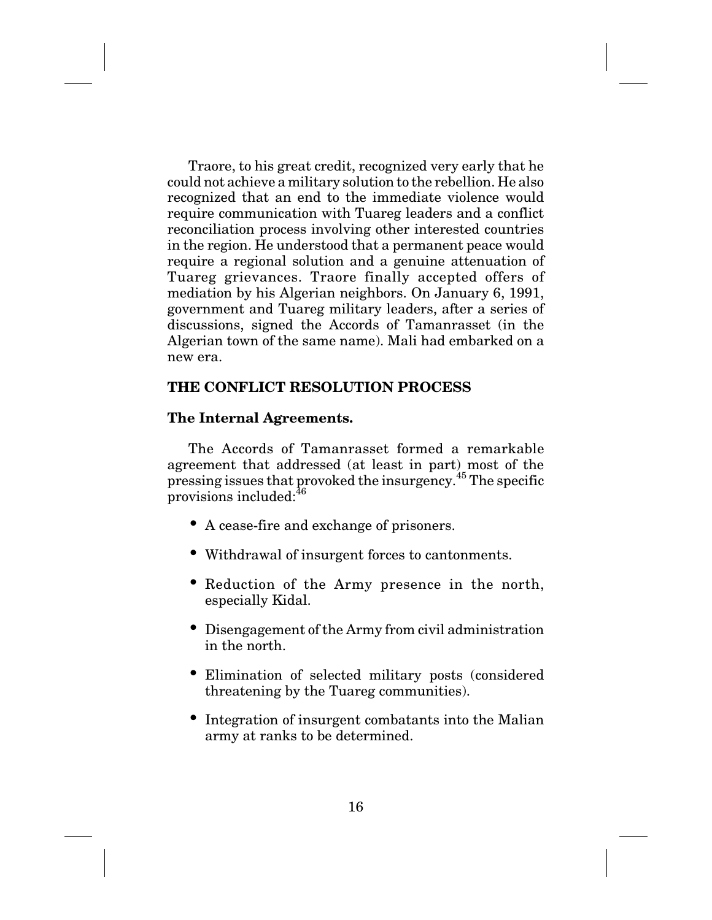Traore, to his great credit, recognized very early that he could not achieve a military solution to the rebellion. He also recognized that an end to the immediate violence would require communication with Tuareg leaders and a conflict reconciliation process involving other interested countries in the region. He understood that a permanent peace would require a regional solution and a genuine attenuation of Tuareg grievances. Traore finally accepted offers of mediation by his Algerian neighbors. On January 6, 1991, government and Tuareg military leaders, after a series of discussions, signed the Accords of Tamanrasset (in the Algerian town of the same name). Mali had embarked on a new era.

## THE CONFLICT RESOLUTION PROCESS

### The Internal Agreements.

The Accords of Tamanrasset formed a remarkable agreement that addressed (at least in part) most of the pressing issues that provoked the insurgency.[45] The specific provisions included:[46]

- A cease-fire and exchange of prisoners.
- Withdrawal of insurgent forces to cantonments.
- Reduction of the Army presence in the north, especially Kidal.
- Disengagement of the Army from civil administration in the north.
- Elimination of selected military posts (considered threatening by the Tuareg communities).
- Integration of insurgent combatants into the Malian army at ranks to be determined.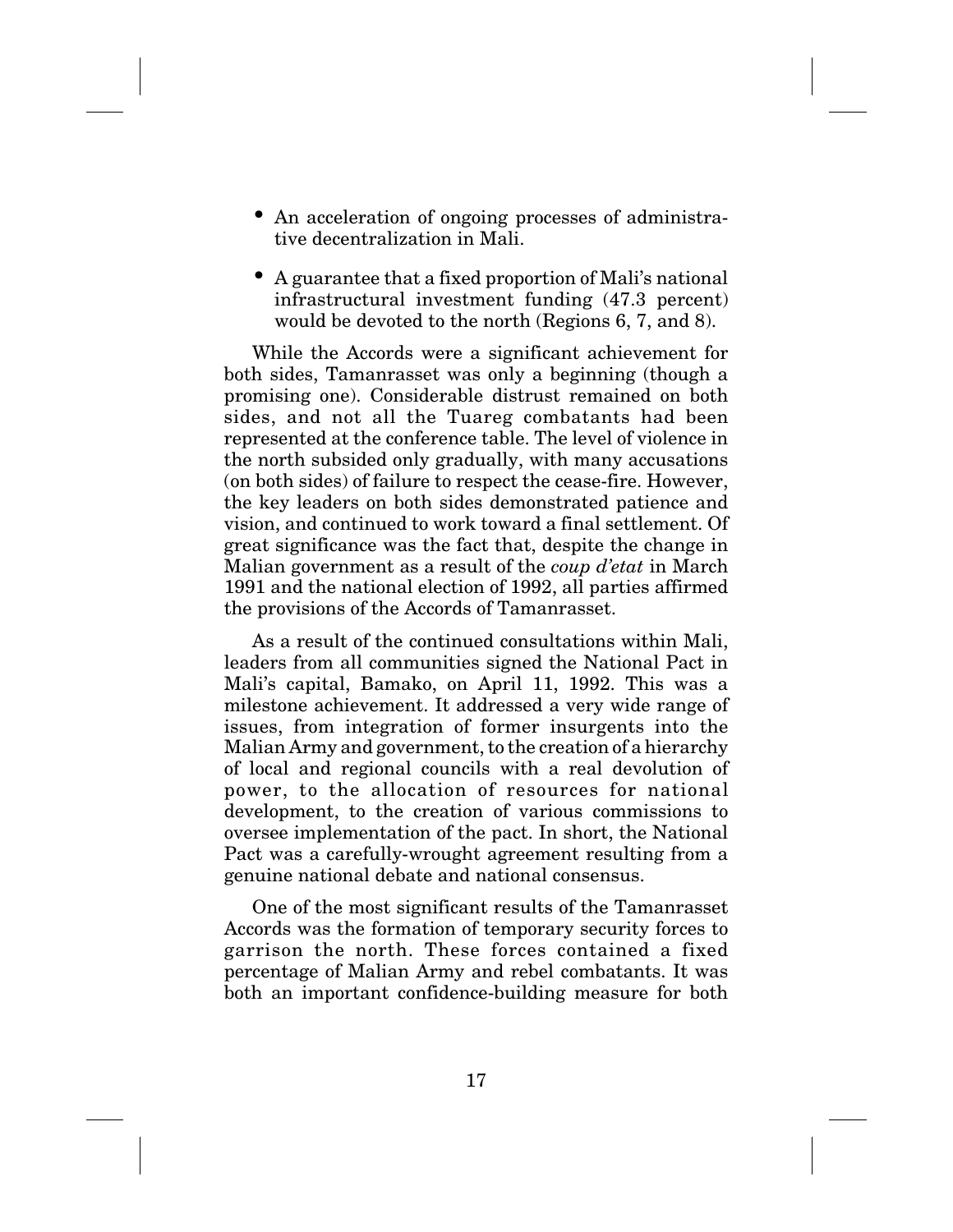- An acceleration of ongoing processes of administrative decentralization in Mali.
- A guarantee that a fixed proportion of Mali's national infrastructural investment funding (47.3 percent) would be devoted to the north (Regions 6, 7, and 8).

While the Accords were a significant achievement for both sides, Tamanrasset was only a beginning (though a promising one). Considerable distrust remained on both sides, and not all the Tuareg combatants had been represented at the conference table. The level of violence in the north subsided only gradually, with many accusations (on both sides) of failure to respect the cease-fire. However, the key leaders on both sides demonstrated patience and vision, and continued to work toward a final settlement. Of great significance was the fact that, despite the change in Malian government as a result of the *coup d'etat* in March 1991 and the national election of 1992, all parties affirmed the provisions of the Accords of Tamanrasset.

As a result of the continued consultations within Mali, leaders from all communities signed the National Pact in Mali's capital, Bamako, on April 11, 1992. This was a milestone achievement. It addressed a very wide range of issues, from integration of former insurgents into the Malian Army and government, to the creation of a hierarchy of local and regional councils with a real devolution of power, to the allocation of resources for national development, to the creation of various commissions to oversee implementation of the pact. In short, the National Pact was a carefully-wrought agreement resulting from a genuine national debate and national consensus.

One of the most significant results of the Tamanrasset Accords was the formation of temporary security forces to garrison the north. These forces contained a fixed percentage of Malian Army and rebel combatants. It was both an important confidence-building measure for both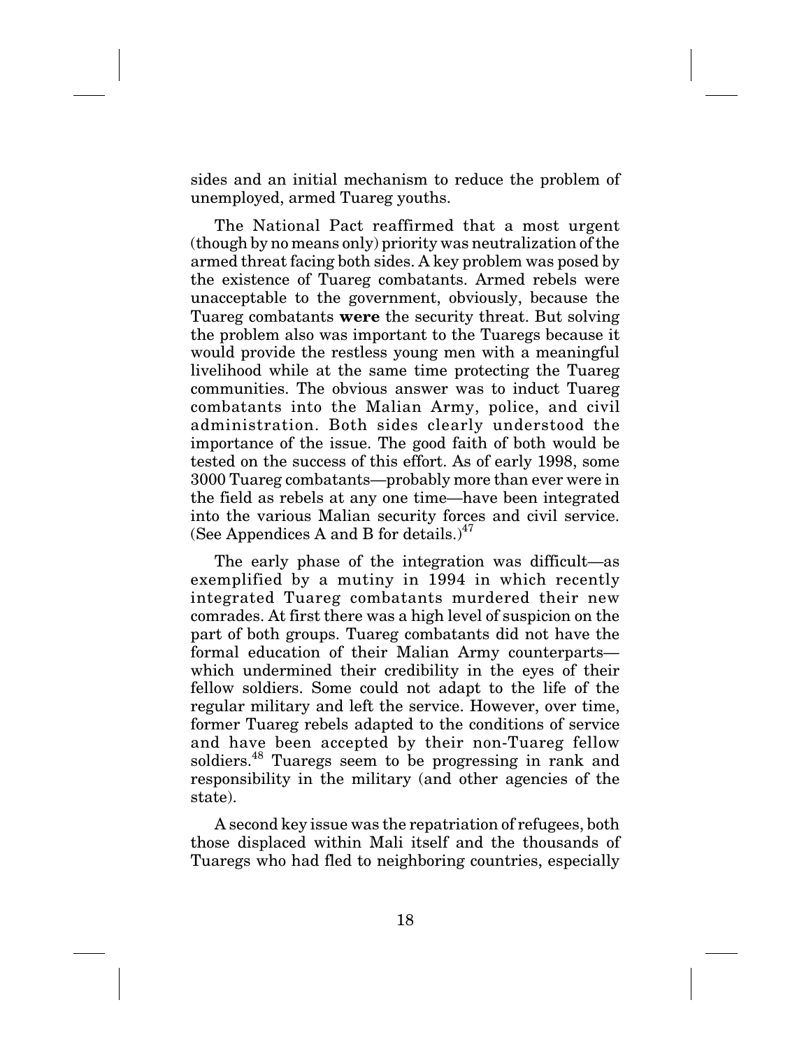sides and an initial mechanism to reduce the problem of unemployed, armed Tuareg youths.

The National Pact reaffirmed that a most urgent (though by no means only) priority was neutralization of the armed threat facing both sides. A key problem was posed by the existence of Tuareg combatants. Armed rebels were unacceptable to the government, obviously, because the Tuareg combatants **were** the security threat. But solving the problem also was important to the Tuaregs because it would provide the restless young men with a meaningful livelihood while at the same time protecting the Tuareg communities. The obvious answer was to induct Tuareg combatants into the Malian Army, police, and civil administration. Both sides clearly understood the importance of the issue. The good faith of both would be tested on the success of this effort. As of early 1998, some 3000 Tuareg combatants—probably more than ever were in the field as rebels at any one time—have been integrated into the various Malian security forces and civil service. (See Appendices A and B for details.)[47]

The early phase of the integration was difficult—as exemplified by a mutiny in 1994 in which recently integrated Tuareg combatants murdered their new comrades. At first there was a high level of suspicion on the part of both groups. Tuareg combatants did not have the formal education of their Malian Army counterparts—which undermined their credibility in the eyes of their fellow soldiers. Some could not adapt to the life of the regular military and left the service. However, over time, former Tuareg rebels adapted to the conditions of service and have been accepted by their non-Tuareg fellow soldiers.[48] Tuaregs seem to be progressing in rank and responsibility in the military (and other agencies of the state).

A second key issue was the repatriation of refugees, both those displaced within Mali itself and the thousands of Tuaregs who had fled to neighboring countries, especially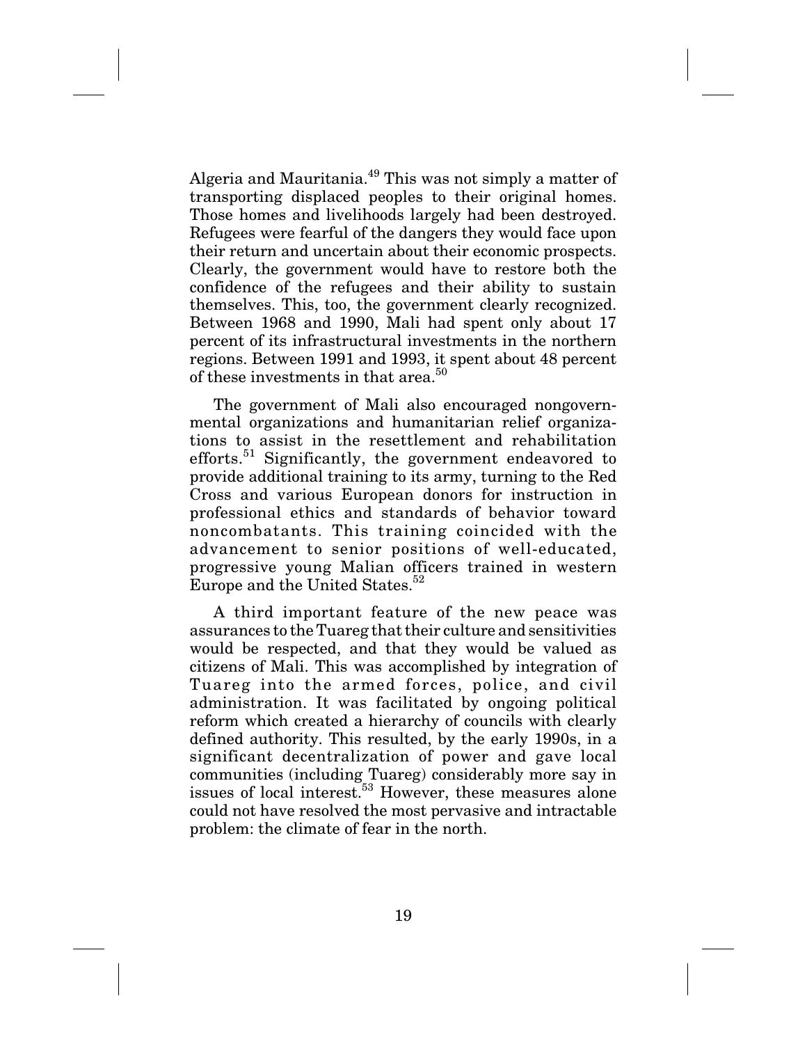Algeria and Mauritania.[49] This was not simply a matter of transporting displaced peoples to their original homes. Those homes and livelihoods largely had been destroyed. Refugees were fearful of the dangers they would face upon their return and uncertain about their economic prospects. Clearly, the government would have to restore both the confidence of the refugees and their ability to sustain themselves. This, too, the government clearly recognized. Between 1968 and 1990, Mali had spent only about 17 percent of its infrastructural investments in the northern regions. Between 1991 and 1993, it spent about 48 percent of these investments in that area.[50]

The government of Mali also encouraged nongovernmental organizations and humanitarian relief organizations to assist in the resettlement and rehabilitation efforts.[51] Significantly, the government endeavored to provide additional training to its army, turning to the Red Cross and various European donors for instruction in professional ethics and standards of behavior toward noncombatants. This training coincided with the advancement to senior positions of well-educated, progressive young Malian officers trained in western Europe and the United States.[52]

A third important feature of the new peace was assurances to the Tuareg that their culture and sensitivities would be respected, and that they would be valued as citizens of Mali. This was accomplished by integration of Tuareg into the armed forces, police, and civil administration. It was facilitated by ongoing political reform which created a hierarchy of councils with clearly defined authority. This resulted, by the early 1990s, in a significant decentralization of power and gave local communities (including Tuareg) considerably more say in issues of local interest.[53] However, these measures alone could not have resolved the most pervasive and intractable problem: the climate of fear in the north.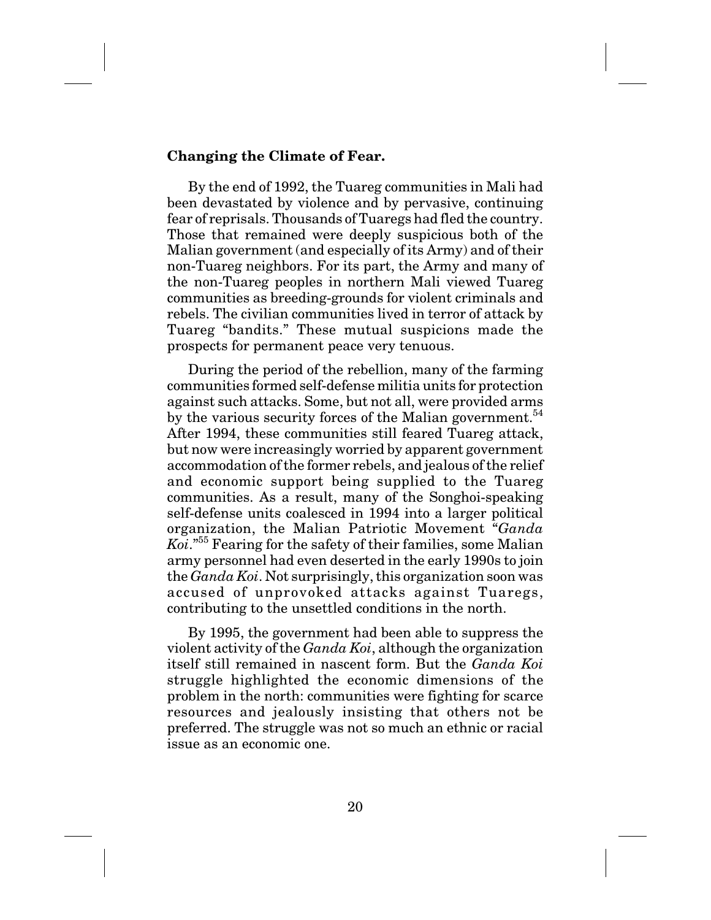**Changing the Climate of Fear.**

By the end of 1992, the Tuareg communities in Mali had been devastated by violence and by pervasive, continuing fear of reprisals. Thousands of Tuaregs had fled the country. Those that remained were deeply suspicious both of the Malian government (and especially of its Army) and of their non-Tuareg neighbors. For its part, the Army and many of the non-Tuareg peoples in northern Mali viewed Tuareg communities as breeding-grounds for violent criminals and rebels. The civilian communities lived in terror of attack by Tuareg "bandits." These mutual suspicions made the prospects for permanent peace very tenuous.

During the period of the rebellion, many of the farming communities formed self-defense militia units for protection against such attacks. Some, but not all, were provided arms by the various security forces of the Malian government.[54] After 1994, these communities still feared Tuareg attack, but now were increasingly worried by apparent government accommodation of the former rebels, and jealous of the relief and economic support being supplied to the Tuareg communities. As a result, many of the Songhoi-speaking self-defense units coalesced in 1994 into a larger political organization, the Malian Patriotic Movement "*Ganda Koi*."[55] Fearing for the safety of their families, some Malian army personnel had even deserted in the early 1990s to join the *Ganda Koi*. Not surprisingly, this organization soon was accused of unprovoked attacks against Tuaregs, contributing to the unsettled conditions in the north.

By 1995, the government had been able to suppress the violent activity of the *Ganda Koi*, although the organization itself still remained in nascent form. But the *Ganda Koi* struggle highlighted the economic dimensions of the problem in the north: communities were fighting for scarce resources and jealously insisting that others not be preferred. The struggle was not so much an ethnic or racial issue as an economic one.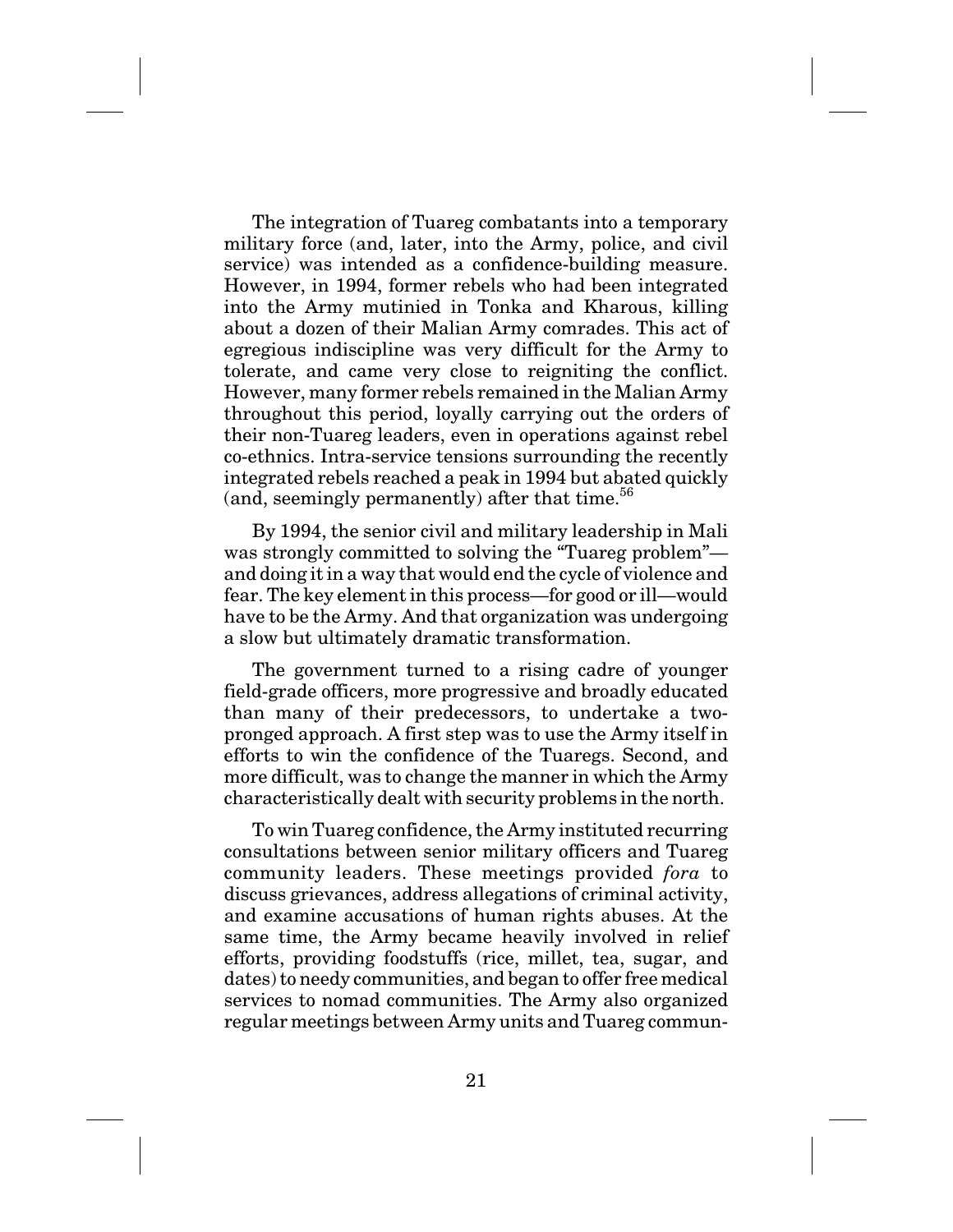The integration of Tuareg combatants into a temporary military force (and, later, into the Army, police, and civil service) was intended as a confidence-building measure. However, in 1994, former rebels who had been integrated into the Army mutinied in Tonka and Kharous, killing about a dozen of their Malian Army comrades. This act of egregious indiscipline was very difficult for the Army to tolerate, and came very close to reigniting the conflict. However, many former rebels remained in the Malian Army throughout this period, loyally carrying out the orders of their non-Tuareg leaders, even in operations against rebel co-ethnics. Intra-service tensions surrounding the recently integrated rebels reached a peak in 1994 but abated quickly (and, seemingly permanently) after that time.[56]

By 1994, the senior civil and military leadership in Mali was strongly committed to solving the "Tuareg problem"—and doing it in a way that would end the cycle of violence and fear. The key element in this process—for good or ill—would have to be the Army. And that organization was undergoing a slow but ultimately dramatic transformation.

The government turned to a rising cadre of younger field-grade officers, more progressive and broadly educated than many of their predecessors, to undertake a two-pronged approach. A first step was to use the Army itself in efforts to win the confidence of the Tuaregs. Second, and more difficult, was to change the manner in which the Army characteristically dealt with security problems in the north.

To win Tuareg confidence, the Army instituted recurring consultations between senior military officers and Tuareg community leaders. These meetings provided *fora* to discuss grievances, address allegations of criminal activity, and examine accusations of human rights abuses. At the same time, the Army became heavily involved in relief efforts, providing foodstuffs (rice, millet, tea, sugar, and dates) to needy communities, and began to offer free medical services to nomad communities. The Army also organized regular meetings between Army units and Tuareg commun-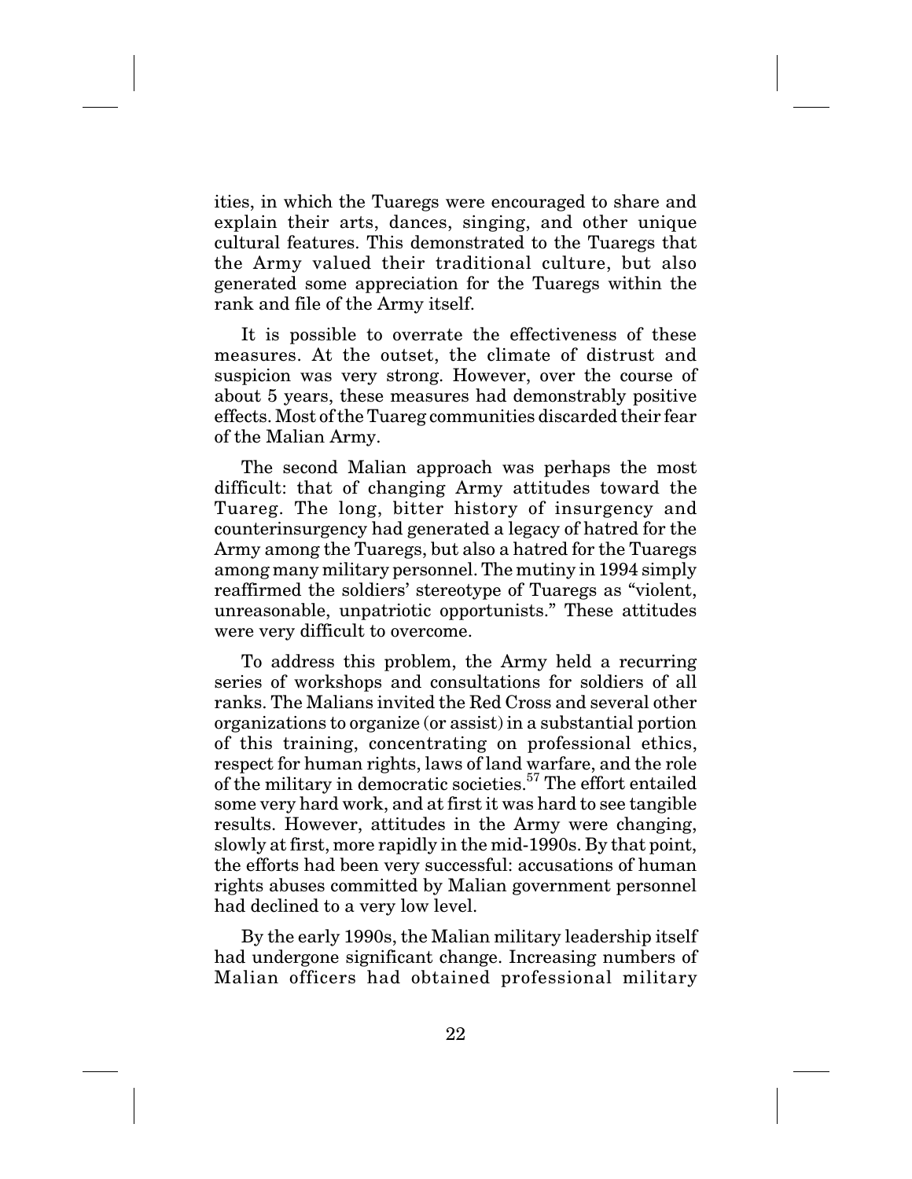ities, in which the Tuaregs were encouraged to share and explain their arts, dances, singing, and other unique cultural features. This demonstrated to the Tuaregs that the Army valued their traditional culture, but also generated some appreciation for the Tuaregs within the rank and file of the Army itself.

It is possible to overrate the effectiveness of these measures. At the outset, the climate of distrust and suspicion was very strong. However, over the course of about 5 years, these measures had demonstrably positive effects. Most of the Tuareg communities discarded their fear of the Malian Army.

The second Malian approach was perhaps the most difficult: that of changing Army attitudes toward the Tuareg. The long, bitter history of insurgency and counterinsurgency had generated a legacy of hatred for the Army among the Tuaregs, but also a hatred for the Tuaregs among many military personnel. The mutiny in 1994 simply reaffirmed the soldiers' stereotype of Tuaregs as "violent, unreasonable, unpatriotic opportunists." These attitudes were very difficult to overcome.

To address this problem, the Army held a recurring series of workshops and consultations for soldiers of all ranks. The Malians invited the Red Cross and several other organizations to organize (or assist) in a substantial portion of this training, concentrating on professional ethics, respect for human rights, laws of land warfare, and the role of the military in democratic societies.[57] The effort entailed some very hard work, and at first it was hard to see tangible results. However, attitudes in the Army were changing, slowly at first, more rapidly in the mid-1990s. By that point, the efforts had been very successful: accusations of human rights abuses committed by Malian government personnel had declined to a very low level.

By the early 1990s, the Malian military leadership itself had undergone significant change. Increasing numbers of Malian officers had obtained professional military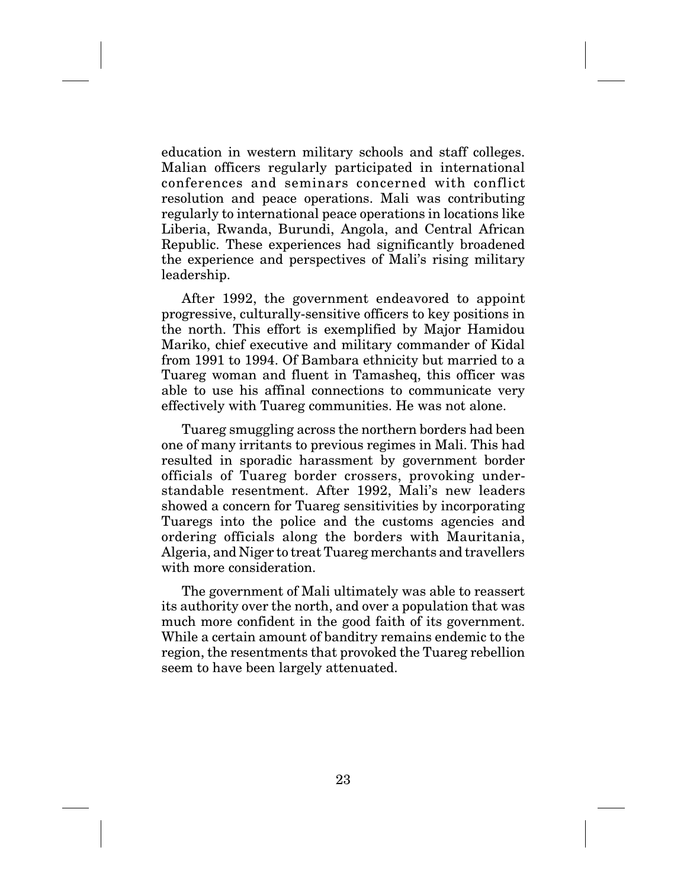education in western military schools and staff colleges. Malian officers regularly participated in international conferences and seminars concerned with conflict resolution and peace operations. Mali was contributing regularly to international peace operations in locations like Liberia, Rwanda, Burundi, Angola, and Central African Republic. These experiences had significantly broadened the experience and perspectives of Mali's rising military leadership.

After 1992, the government endeavored to appoint progressive, culturally-sensitive officers to key positions in the north. This effort is exemplified by Major Hamidou Mariko, chief executive and military commander of Kidal from 1991 to 1994. Of Bambara ethnicity but married to a Tuareg woman and fluent in Tamasheq, this officer was able to use his affinal connections to communicate very effectively with Tuareg communities. He was not alone.

Tuareg smuggling across the northern borders had been one of many irritants to previous regimes in Mali. This had resulted in sporadic harassment by government border officials of Tuareg border crossers, provoking understandable resentment. After 1992, Mali's new leaders showed a concern for Tuareg sensitivities by incorporating Tuaregs into the police and the customs agencies and ordering officials along the borders with Mauritania, Algeria, and Niger to treat Tuareg merchants and travellers with more consideration.

The government of Mali ultimately was able to reassert its authority over the north, and over a population that was much more confident in the good faith of its government. While a certain amount of banditry remains endemic to the region, the resentments that provoked the Tuareg rebellion seem to have been largely attenuated.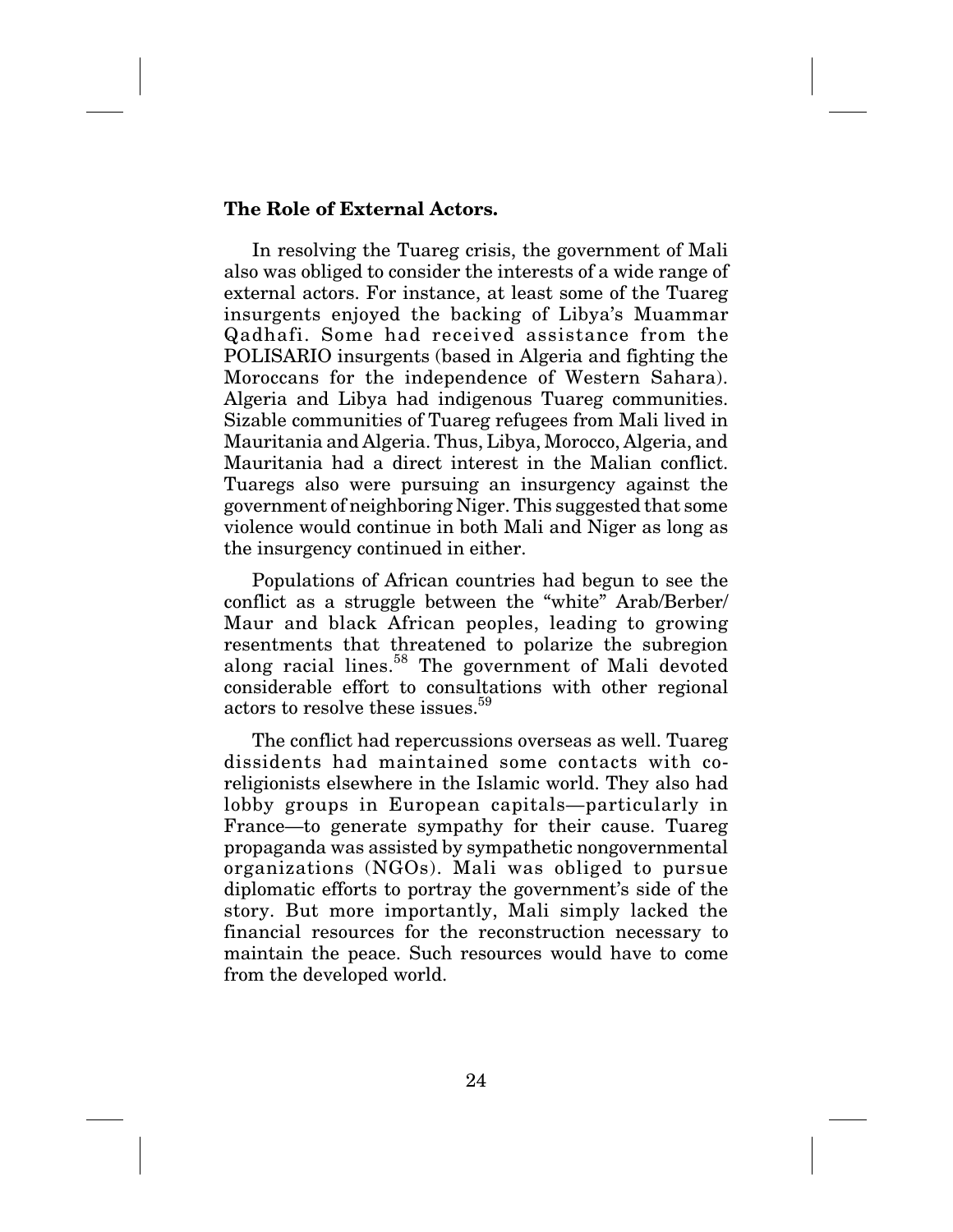### The Role of External Actors.

In resolving the Tuareg crisis, the government of Mali also was obliged to consider the interests of a wide range of external actors. For instance, at least some of the Tuareg insurgents enjoyed the backing of Libya's Muammar Qadhafi. Some had received assistance from the POLISARIO insurgents (based in Algeria and fighting the Moroccans for the independence of Western Sahara). Algeria and Libya had indigenous Tuareg communities. Sizable communities of Tuareg refugees from Mali lived in Mauritania and Algeria. Thus, Libya, Morocco, Algeria, and Mauritania had a direct interest in the Malian conflict. Tuaregs also were pursuing an insurgency against the government of neighboring Niger. This suggested that some violence would continue in both Mali and Niger as long as the insurgency continued in either.

Populations of African countries had begun to see the conflict as a struggle between the "white" Arab/Berber/Maur and black African peoples, leading to growing resentments that threatened to polarize the subregion along racial lines.[58] The government of Mali devoted considerable effort to consultations with other regional actors to resolve these issues.[59]

The conflict had repercussions overseas as well. Tuareg dissidents had maintained some contacts with co-religionists elsewhere in the Islamic world. They also had lobby groups in European capitals—particularly in France—to generate sympathy for their cause. Tuareg propaganda was assisted by sympathetic nongovernmental organizations (NGOs). Mali was obliged to pursue diplomatic efforts to portray the government's side of the story. But more importantly, Mali simply lacked the financial resources for the reconstruction necessary to maintain the peace. Such resources would have to come from the developed world.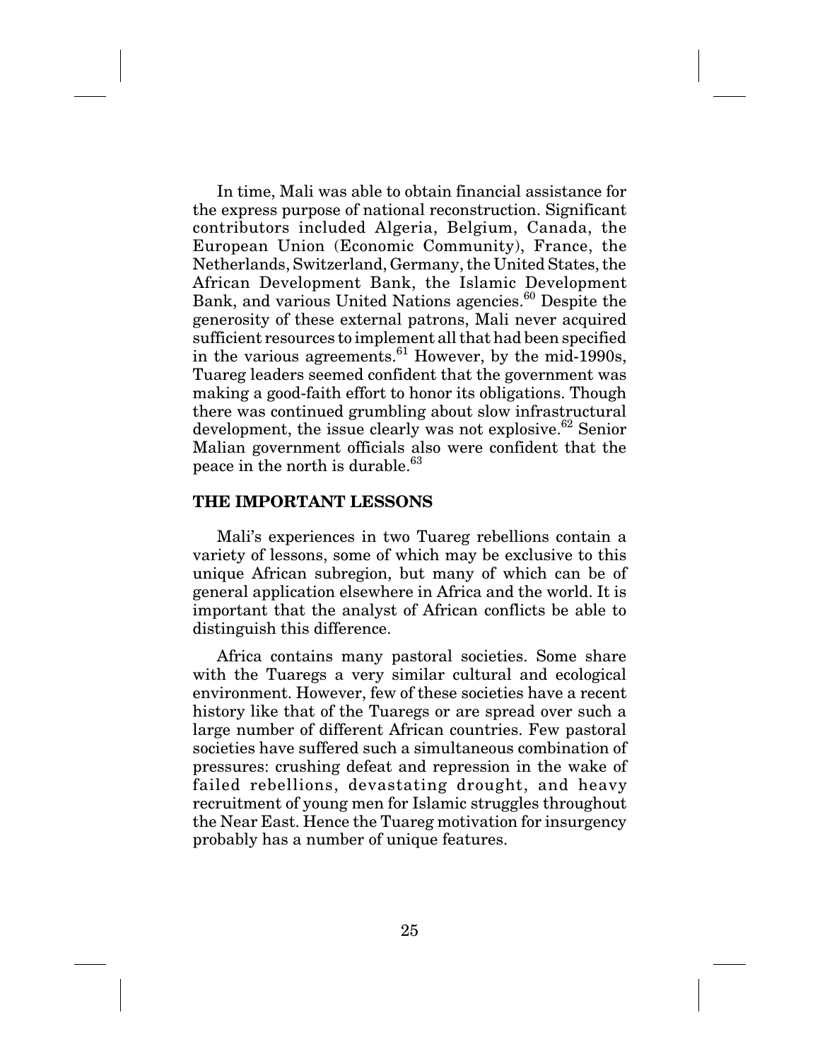In time, Mali was able to obtain financial assistance for the express purpose of national reconstruction. Significant contributors included Algeria, Belgium, Canada, the European Union (Economic Community), France, the Netherlands, Switzerland, Germany, the United States, the African Development Bank, the Islamic Development Bank, and various United Nations agencies.[60] Despite the generosity of these external patrons, Mali never acquired sufficient resources to implement all that had been specified in the various agreements.[61] However, by the mid-1990s, Tuareg leaders seemed confident that the government was making a good-faith effort to honor its obligations. Though there was continued grumbling about slow infrastructural development, the issue clearly was not explosive.[62] Senior Malian government officials also were confident that the peace in the north is durable.[63]

## THE IMPORTANT LESSONS

Mali's experiences in two Tuareg rebellions contain a variety of lessons, some of which may be exclusive to this unique African subregion, but many of which can be of general application elsewhere in Africa and the world. It is important that the analyst of African conflicts be able to distinguish this difference.

Africa contains many pastoral societies. Some share with the Tuaregs a very similar cultural and ecological environment. However, few of these societies have a recent history like that of the Tuaregs or are spread over such a large number of different African countries. Few pastoral societies have suffered such a simultaneous combination of pressures: crushing defeat and repression in the wake of failed rebellions, devastating drought, and heavy recruitment of young men for Islamic struggles throughout the Near East. Hence the Tuareg motivation for insurgency probably has a number of unique features.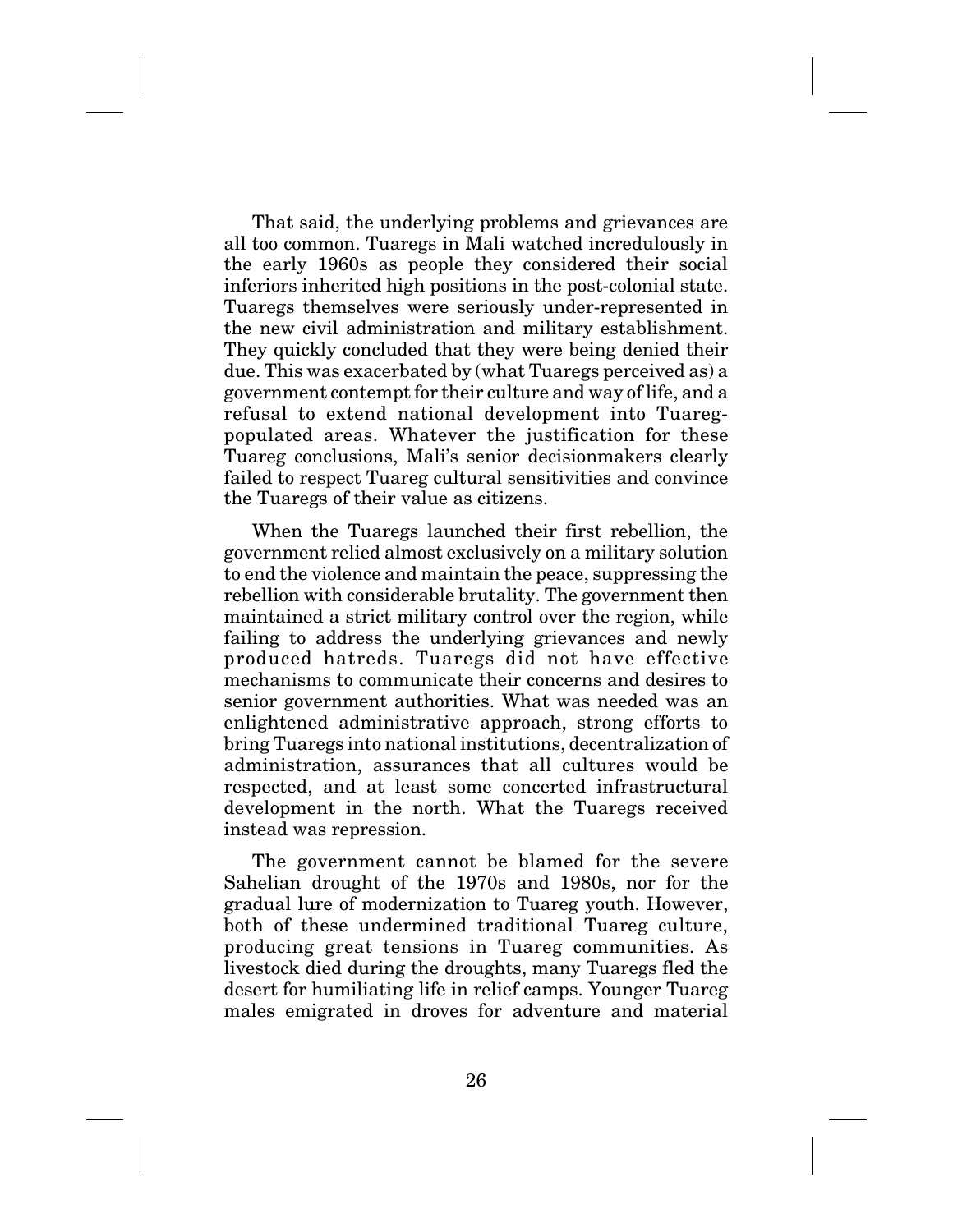That said, the underlying problems and grievances are all too common. Tuaregs in Mali watched incredulously in the early 1960s as people they considered their social inferiors inherited high positions in the post-colonial state. Tuaregs themselves were seriously under-represented in the new civil administration and military establishment. They quickly concluded that they were being denied their due. This was exacerbated by (what Tuaregs perceived as) a government contempt for their culture and way of life, and a refusal to extend national development into Tuareg-populated areas. Whatever the justification for these Tuareg conclusions, Mali's senior decisionmakers clearly failed to respect Tuareg cultural sensitivities and convince the Tuaregs of their value as citizens.

When the Tuaregs launched their first rebellion, the government relied almost exclusively on a military solution to end the violence and maintain the peace, suppressing the rebellion with considerable brutality. The government then maintained a strict military control over the region, while failing to address the underlying grievances and newly produced hatreds. Tuaregs did not have effective mechanisms to communicate their concerns and desires to senior government authorities. What was needed was an enlightened administrative approach, strong efforts to bring Tuaregs into national institutions, decentralization of administration, assurances that all cultures would be respected, and at least some concerted infrastructural development in the north. What the Tuaregs received instead was repression.

The government cannot be blamed for the severe Sahelian drought of the 1970s and 1980s, nor for the gradual lure of modernization to Tuareg youth. However, both of these undermined traditional Tuareg culture, producing great tensions in Tuareg communities. As livestock died during the droughts, many Tuaregs fled the desert for humiliating life in relief camps. Younger Tuareg males emigrated in droves for adventure and material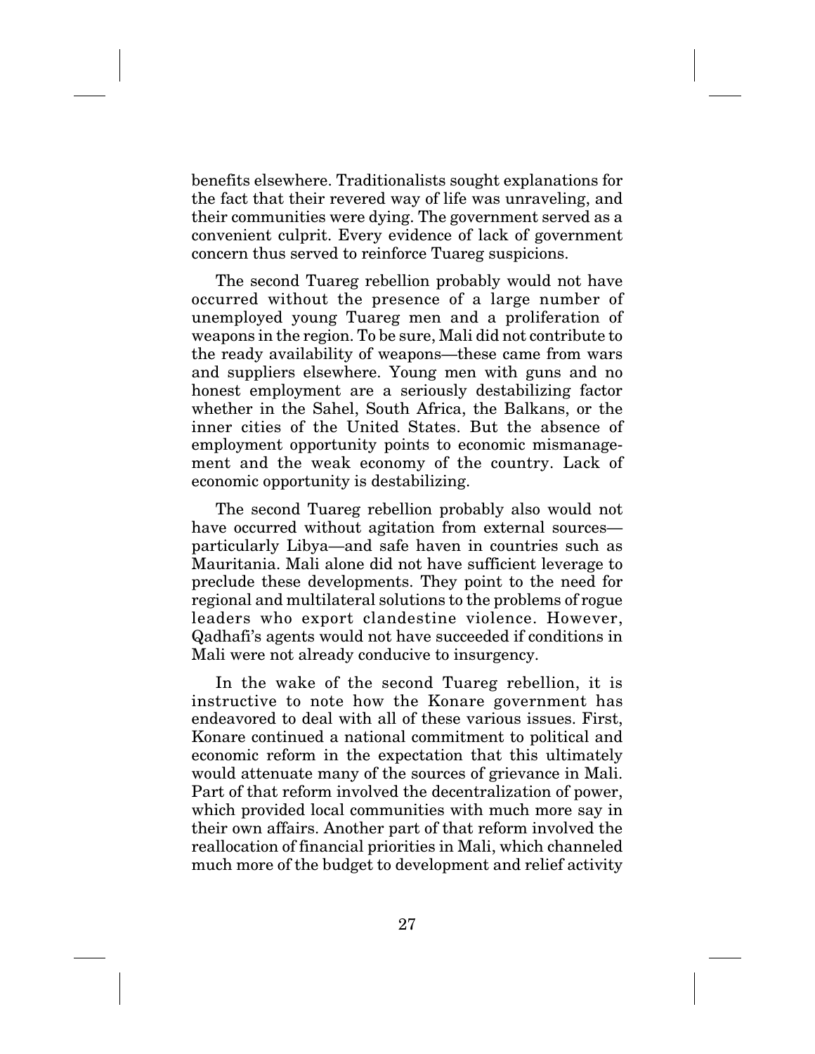benefits elsewhere. Traditionalists sought explanations for the fact that their revered way of life was unraveling, and their communities were dying. The government served as a convenient culprit. Every evidence of lack of government concern thus served to reinforce Tuareg suspicions.

The second Tuareg rebellion probably would not have occurred without the presence of a large number of unemployed young Tuareg men and a proliferation of weapons in the region. To be sure, Mali did not contribute to the ready availability of weapons—these came from wars and suppliers elsewhere. Young men with guns and no honest employment are a seriously destabilizing factor whether in the Sahel, South Africa, the Balkans, or the inner cities of the United States. But the absence of employment opportunity points to economic mismanagement and the weak economy of the country. Lack of economic opportunity is destabilizing.

The second Tuareg rebellion probably also would not have occurred without agitation from external sources—particularly Libya—and safe haven in countries such as Mauritania. Mali alone did not have sufficient leverage to preclude these developments. They point to the need for regional and multilateral solutions to the problems of rogue leaders who export clandestine violence. However, Qadhafi's agents would not have succeeded if conditions in Mali were not already conducive to insurgency.

In the wake of the second Tuareg rebellion, it is instructive to note how the Konare government has endeavored to deal with all of these various issues. First, Konare continued a national commitment to political and economic reform in the expectation that this ultimately would attenuate many of the sources of grievance in Mali. Part of that reform involved the decentralization of power, which provided local communities with much more say in their own affairs. Another part of that reform involved the reallocation of financial priorities in Mali, which channeled much more of the budget to development and relief activity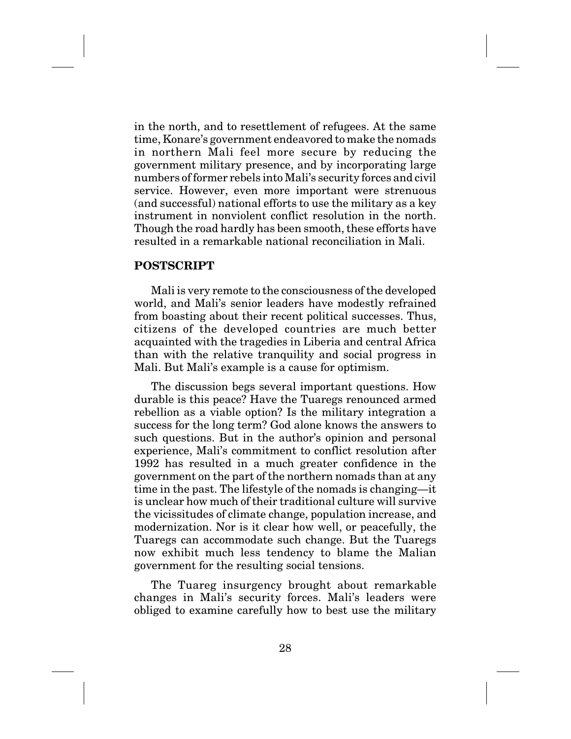in the north, and to resettlement of refugees. At the same time, Konare's government endeavored to make the nomads in northern Mali feel more secure by reducing the government military presence, and by incorporating large numbers of former rebels into Mali's security forces and civil service. However, even more important were strenuous (and successful) national efforts to use the military as a key instrument in nonviolent conflict resolution in the north. Though the road hardly has been smooth, these efforts have resulted in a remarkable national reconciliation in Mali.

## POSTSCRIPT

Mali is very remote to the consciousness of the developed world, and Mali's senior leaders have modestly refrained from boasting about their recent political successes. Thus, citizens of the developed countries are much better acquainted with the tragedies in Liberia and central Africa than with the relative tranquility and social progress in Mali. But Mali's example is a cause for optimism.

The discussion begs several important questions. How durable is this peace? Have the Tuaregs renounced armed rebellion as a viable option? Is the military integration a success for the long term? God alone knows the answers to such questions. But in the author's opinion and personal experience, Mali's commitment to conflict resolution after 1992 has resulted in a much greater confidence in the government on the part of the northern nomads than at any time in the past. The lifestyle of the nomads is changing—it is unclear how much of their traditional culture will survive the vicissitudes of climate change, population increase, and modernization. Nor is it clear how well, or peacefully, the Tuaregs can accommodate such change. But the Tuaregs now exhibit much less tendency to blame the Malian government for the resulting social tensions.

The Tuareg insurgency brought about remarkable changes in Mali's security forces. Mali's leaders were obliged to examine carefully how to best use the military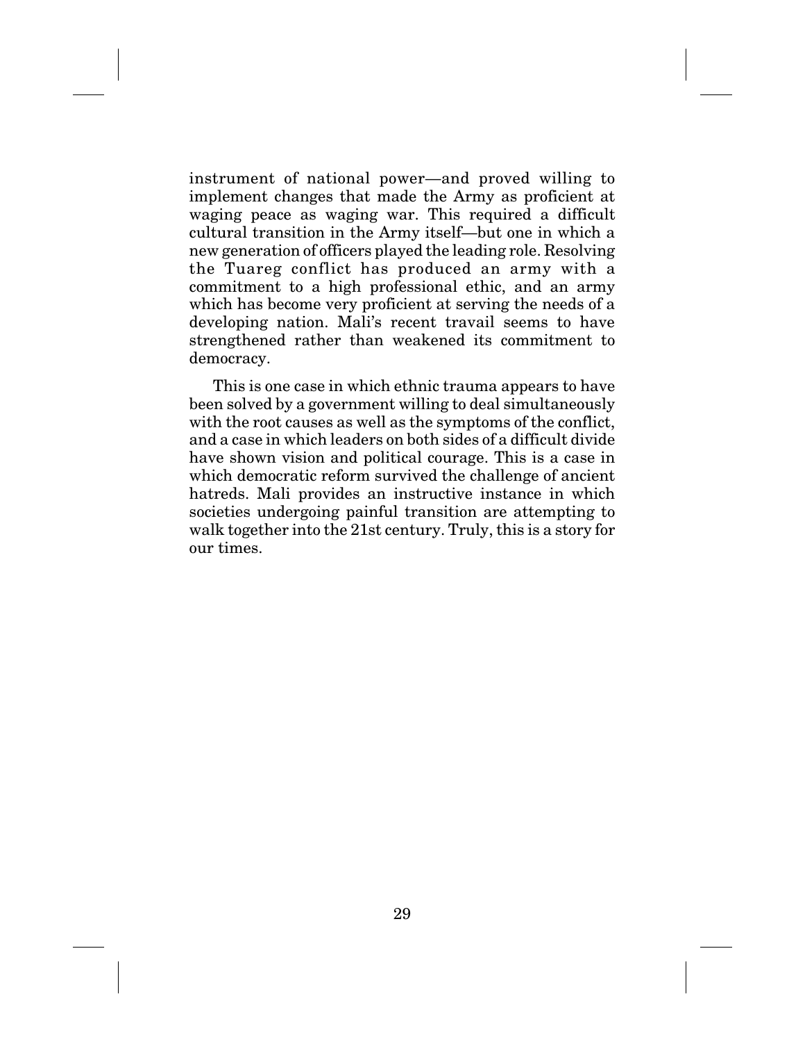instrument of national power—and proved willing to implement changes that made the Army as proficient at waging peace as waging war. This required a difficult cultural transition in the Army itself—but one in which a new generation of officers played the leading role. Resolving the Tuareg conflict has produced an army with a commitment to a high professional ethic, and an army which has become very proficient at serving the needs of a developing nation. Mali's recent travail seems to have strengthened rather than weakened its commitment to democracy.

This is one case in which ethnic trauma appears to have been solved by a government willing to deal simultaneously with the root causes as well as the symptoms of the conflict, and a case in which leaders on both sides of a difficult divide have shown vision and political courage. This is a case in which democratic reform survived the challenge of ancient hatreds. Mali provides an instructive instance in which societies undergoing painful transition are attempting to walk together into the 21st century. Truly, this is a story for our times.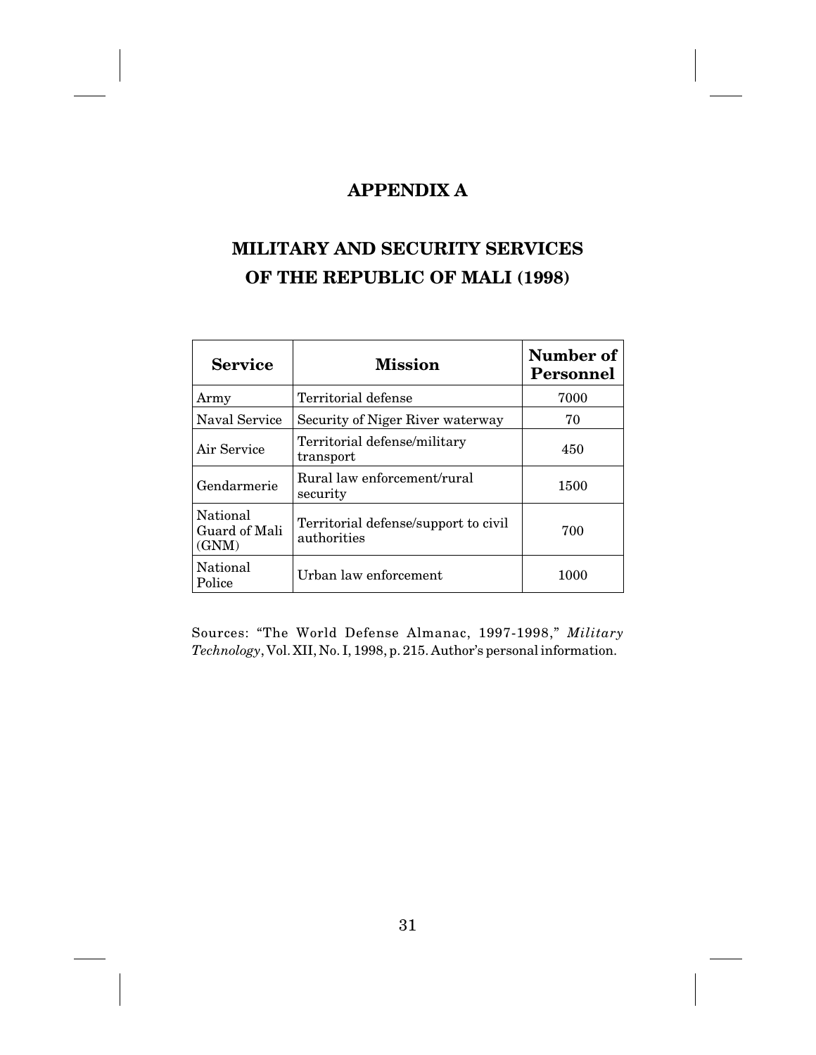# APPENDIX A

## MILITARY AND SECURITY SERVICES OF THE REPUBLIC OF MALI (1998)

| Service | Mission | Number of Personnel |
|---|---|---|
| Army | Territorial defense | 7000 |
| Naval Service | Security of Niger River waterway | 70 |
| Air Service | Territorial defense/military transport | 450 |
| Gendarmerie | Rural law enforcement/rural security | 1500 |
| National Guard of Mali (GNM) | Territorial defense/support to civil authorities | 700 |
| National Police | Urban law enforcement | 1000 |

Sources: "The World Defense Almanac, 1997-1998," *Military Technology*, Vol. XII, No. I, 1998, p. 215. Author's personal information.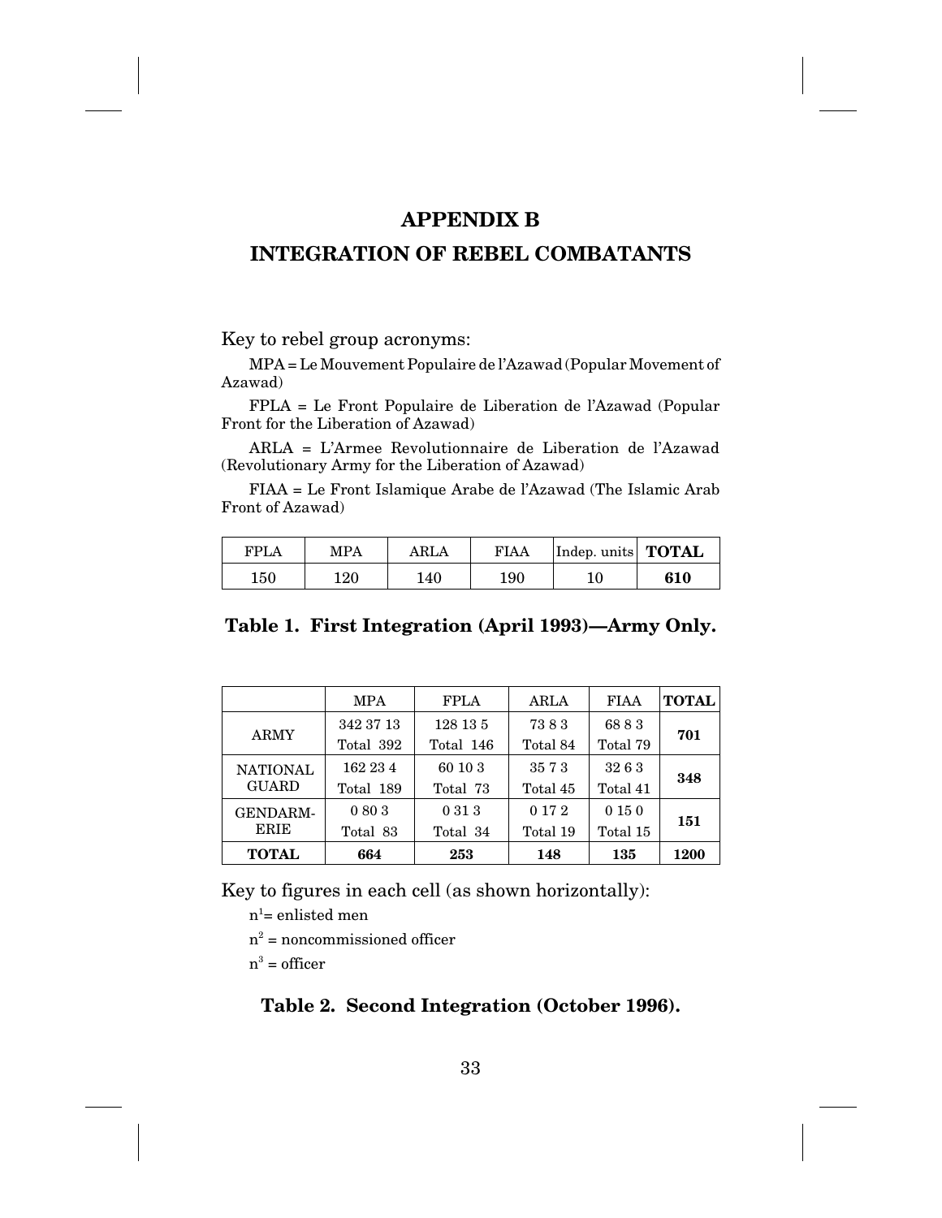# APPENDIX B

# INTEGRATION OF REBEL COMBATANTS

Key to rebel group acronyms:

MPA = Le Mouvement Populaire de l'Azawad (Popular Movement of Azawad)

FPLA = Le Front Populaire de Liberation de l'Azawad (Popular Front for the Liberation of Azawad)

ARLA = L'Armee Revolutionnaire de Liberation de l'Azawad (Revolutionary Army for the Liberation of Azawad)

FIAA = Le Front Islamique Arabe de l'Azawad (The Islamic Arab Front of Azawad)

| FPLA | MPA | ARLA | FIAA | Indep. units | **TOTAL** |
|---|---|---|---|---|---|
| 150 | 120 | 140 | 190 | 10 | **610** |

**Table 1. First Integration (April 1993)—Army Only.**

| | MPA | FPLA | ARLA | FIAA | **TOTAL** |
|---|---|---|---|---|---|
| ARMY | 342 37 13<br>Total 392 | 128 13 5<br>Total 146 | 73 8 3<br>Total 84 | 68 8 3<br>Total 79 | **701** |
| NATIONAL GUARD | 162 23 4<br>Total 189 | 60 10 3<br>Total 73 | 35 7 3<br>Total 45 | 32 6 3<br>Total 41 | **348** |
| GENDARM-ERIE | 0 80 3<br>Total 83 | 0 31 3<br>Total 34 | 0 17 2<br>Total 19 | 0 15 0<br>Total 15 | **151** |
| **TOTAL** | **664** | **253** | **148** | **135** | **1200** |

Key to figures in each cell (as shown horizontally):

$n^1$ = enlisted men

$n^2$ = noncommissioned officer

$n^3$ = officer

**Table 2. Second Integration (October 1996).**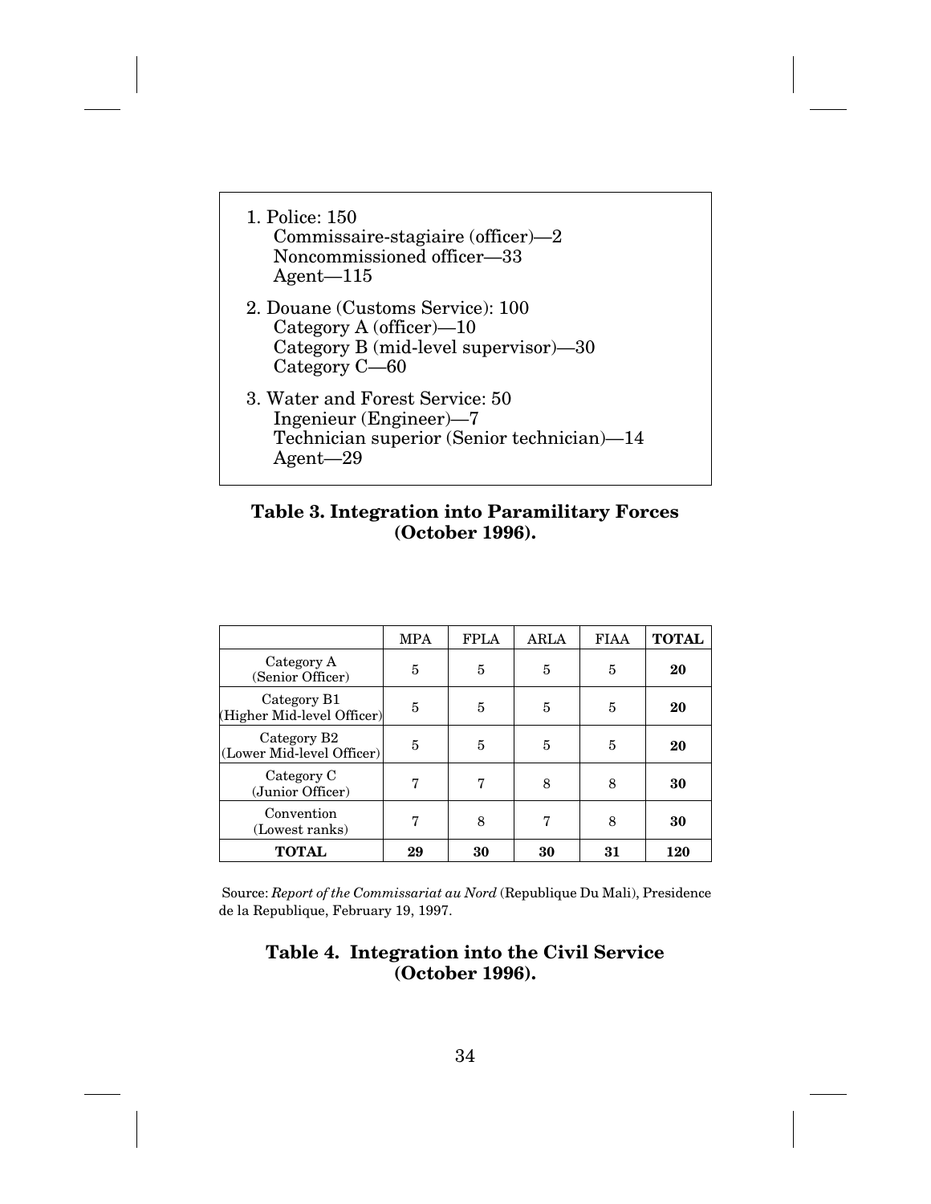1. Police: 150
   - Commissaire-stagiaire (officer)—2
   - Noncommissioned officer—33
   - Agent—115
2. Douane (Customs Service): 100
   - Category A (officer)—10
   - Category B (mid-level supervisor)—30
   - Category C—60
3. Water and Forest Service: 50
   - Ingenieur (Engineer)—7
   - Technician superior (Senior technician)—14
   - Agent—29

**Table 3. Integration into Paramilitary Forces (October 1996).**

| | MPA | FPLA | ARLA | FIAA | **TOTAL** |
|---|---|---|---|---|---|
| Category A (Senior Officer) | 5 | 5 | 5 | 5 | **20** |
| Category B1 (Higher Mid-level Officer) | 5 | 5 | 5 | 5 | **20** |
| Category B2 (Lower Mid-level Officer) | 5 | 5 | 5 | 5 | **20** |
| Category C (Junior Officer) | 7 | 7 | 8 | 8 | **30** |
| Convention (Lowest ranks) | 7 | 8 | 7 | 8 | **30** |
| **TOTAL** | **29** | **30** | **30** | **31** | **120** |

Source: *Report of the Commissariat au Nord* (Republique Du Mali), Presidence de la Republique, February 19, 1997.

**Table 4. Integration into the Civil Service (October 1996).**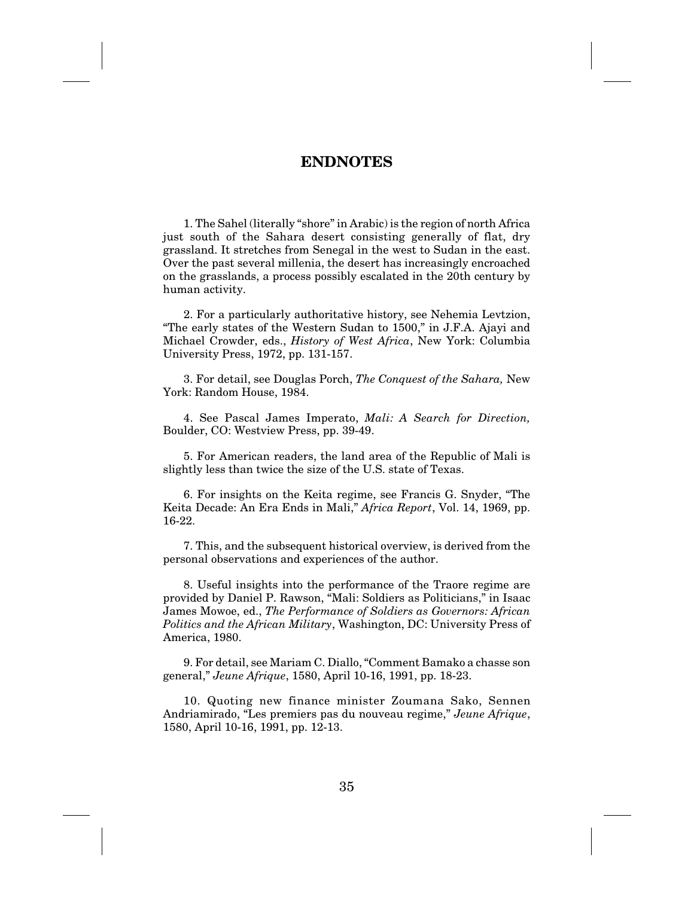# ENDNOTES

1. The Sahel (literally "shore" in Arabic) is the region of north Africa just south of the Sahara desert consisting generally of flat, dry grassland. It stretches from Senegal in the west to Sudan in the east. Over the past several millenia, the desert has increasingly encroached on the grasslands, a process possibly escalated in the 20th century by human activity.

2. For a particularly authoritative history, see Nehemia Levtzion, "The early states of the Western Sudan to 1500," in J.F.A. Ajayi and Michael Crowder, eds., *History of West Africa*, New York: Columbia University Press, 1972, pp. 131-157.

3. For detail, see Douglas Porch, *The Conquest of the Sahara,* New York: Random House, 1984.

4. See Pascal James Imperato, *Mali: A Search for Direction,* Boulder, CO: Westview Press, pp. 39-49.

5. For American readers, the land area of the Republic of Mali is slightly less than twice the size of the U.S. state of Texas.

6. For insights on the Keita regime, see Francis G. Snyder, "The Keita Decade: An Era Ends in Mali," *Africa Report*, Vol. 14, 1969, pp. 16-22.

7. This, and the subsequent historical overview, is derived from the personal observations and experiences of the author.

8. Useful insights into the performance of the Traore regime are provided by Daniel P. Rawson, "Mali: Soldiers as Politicians," in Isaac James Mowoe, ed., *The Performance of Soldiers as Governors: African Politics and the African Military*, Washington, DC: University Press of America, 1980.

9. For detail, see Mariam C. Diallo, "Comment Bamako a chasse son general," *Jeune Afrique*, 1580, April 10-16, 1991, pp. 18-23.

10. Quoting new finance minister Zoumana Sako, Sennen Andriamirado, "Les premiers pas du nouveau regime," *Jeune Afrique*, 1580, April 10-16, 1991, pp. 12-13.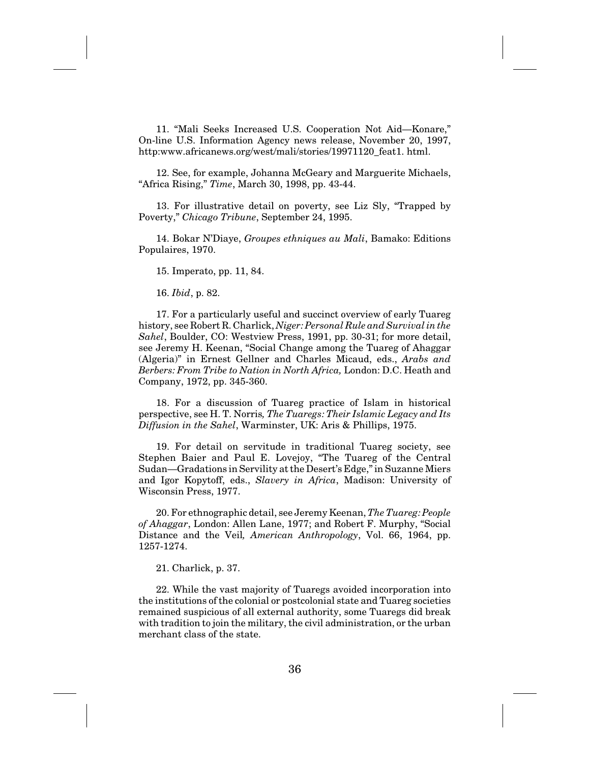11. "Mali Seeks Increased U.S. Cooperation Not Aid—Konare," On-line U.S. Information Agency news release, November 20, 1997, http:www.africanews.org/west/mali/stories/19971120_feat1. html.

12. See, for example, Johanna McGeary and Marguerite Michaels, "Africa Rising," *Time*, March 30, 1998, pp. 43-44.

13. For illustrative detail on poverty, see Liz Sly, "Trapped by Poverty," *Chicago Tribune*, September 24, 1995.

14. Bokar N'Diaye, *Groupes ethniques au Mali*, Bamako: Editions Populaires, 1970.

15. Imperato, pp. 11, 84.

16. *Ibid*, p. 82.

17. For a particularly useful and succinct overview of early Tuareg history, see Robert R. Charlick, *Niger: Personal Rule and Survival in the Sahel*, Boulder, CO: Westview Press, 1991, pp. 30-31; for more detail, see Jeremy H. Keenan, "Social Change among the Tuareg of Ahaggar (Algeria)" in Ernest Gellner and Charles Micaud, eds., *Arabs and Berbers: From Tribe to Nation in North Africa,* London: D.C. Heath and Company, 1972, pp. 345-360.

18. For a discussion of Tuareg practice of Islam in historical perspective, see H. T. Norris*, The Tuaregs: Their Islamic Legacy and Its Diffusion in the Sahel*, Warminster, UK: Aris & Phillips, 1975.

19. For detail on servitude in traditional Tuareg society, see Stephen Baier and Paul E. Lovejoy, "The Tuareg of the Central Sudan—Gradations in Servility at the Desert's Edge," in Suzanne Miers and Igor Kopytoff, eds., *Slavery in Africa*, Madison: University of Wisconsin Press, 1977.

20. For ethnographic detail, see Jeremy Keenan, *The Tuareg: People of Ahaggar*, London: Allen Lane, 1977; and Robert F. Murphy, "Social Distance and the Veil*, American Anthropology*, Vol. 66, 1964, pp. 1257-1274.

21. Charlick, p. 37.

22. While the vast majority of Tuaregs avoided incorporation into the institutions of the colonial or postcolonial state and Tuareg societies remained suspicious of all external authority, some Tuaregs did break with tradition to join the military, the civil administration, or the urban merchant class of the state.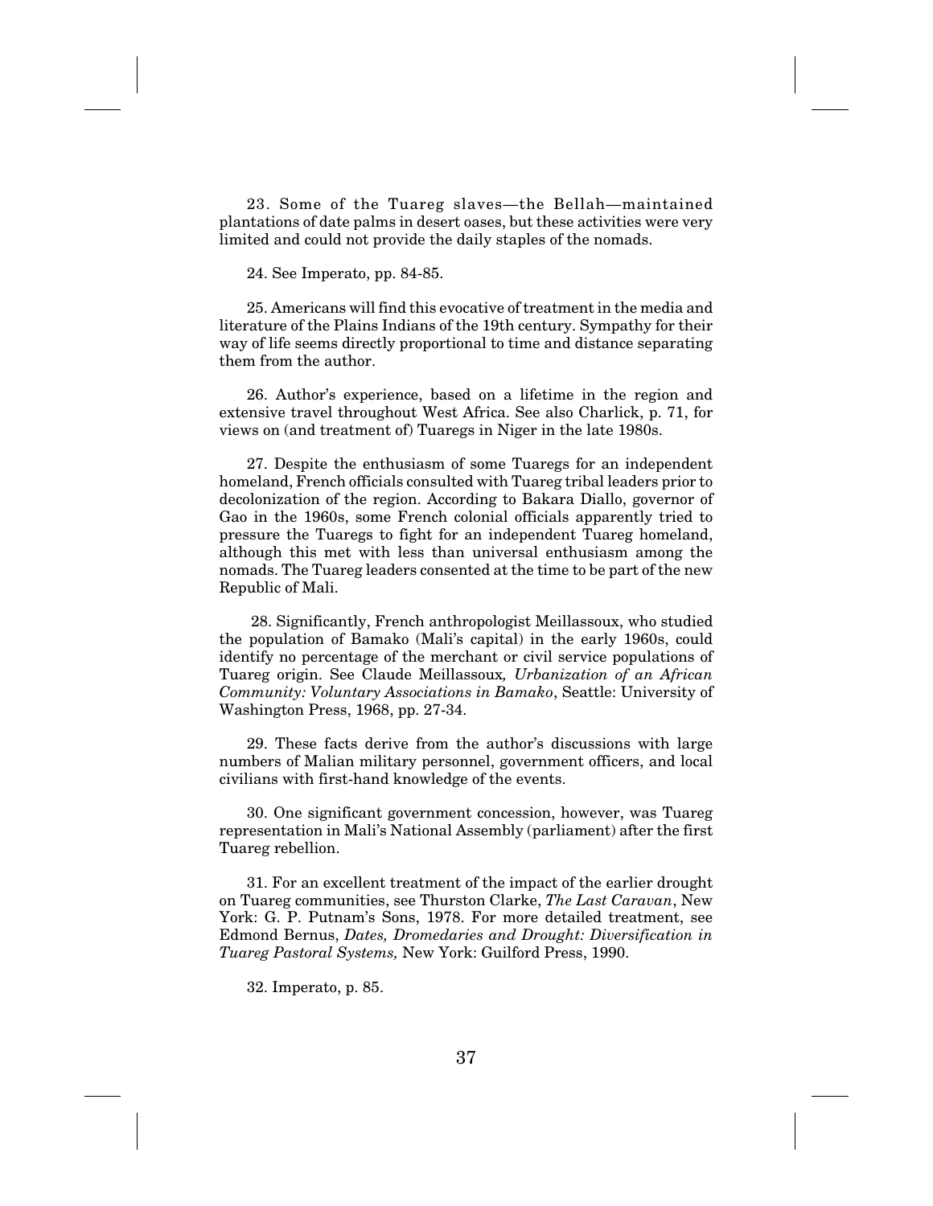23. Some of the Tuareg slaves—the Bellah—maintained plantations of date palms in desert oases, but these activities were very limited and could not provide the daily staples of the nomads.

24. See Imperato, pp. 84-85.

25. Americans will find this evocative of treatment in the media and literature of the Plains Indians of the 19th century. Sympathy for their way of life seems directly proportional to time and distance separating them from the author.

26. Author's experience, based on a lifetime in the region and extensive travel throughout West Africa. See also Charlick, p. 71, for views on (and treatment of) Tuaregs in Niger in the late 1980s.

27. Despite the enthusiasm of some Tuaregs for an independent homeland, French officials consulted with Tuareg tribal leaders prior to decolonization of the region. According to Bakara Diallo, governor of Gao in the 1960s, some French colonial officials apparently tried to pressure the Tuaregs to fight for an independent Tuareg homeland, although this met with less than universal enthusiasm among the nomads. The Tuareg leaders consented at the time to be part of the new Republic of Mali.

28. Significantly, French anthropologist Meillassoux, who studied the population of Bamako (Mali's capital) in the early 1960s, could identify no percentage of the merchant or civil service populations of Tuareg origin. See Claude Meillassoux*, Urbanization of an African Community: Voluntary Associations in Bamako*, Seattle: University of Washington Press, 1968, pp. 27-34.

29. These facts derive from the author's discussions with large numbers of Malian military personnel, government officers, and local civilians with first-hand knowledge of the events.

30. One significant government concession, however, was Tuareg representation in Mali's National Assembly (parliament) after the first Tuareg rebellion.

31. For an excellent treatment of the impact of the earlier drought on Tuareg communities, see Thurston Clarke, *The Last Caravan*, New York: G. P. Putnam's Sons, 1978. For more detailed treatment, see Edmond Bernus, *Dates, Dromedaries and Drought: Diversification in Tuareg Pastoral Systems,* New York: Guilford Press, 1990.

32. Imperato, p. 85.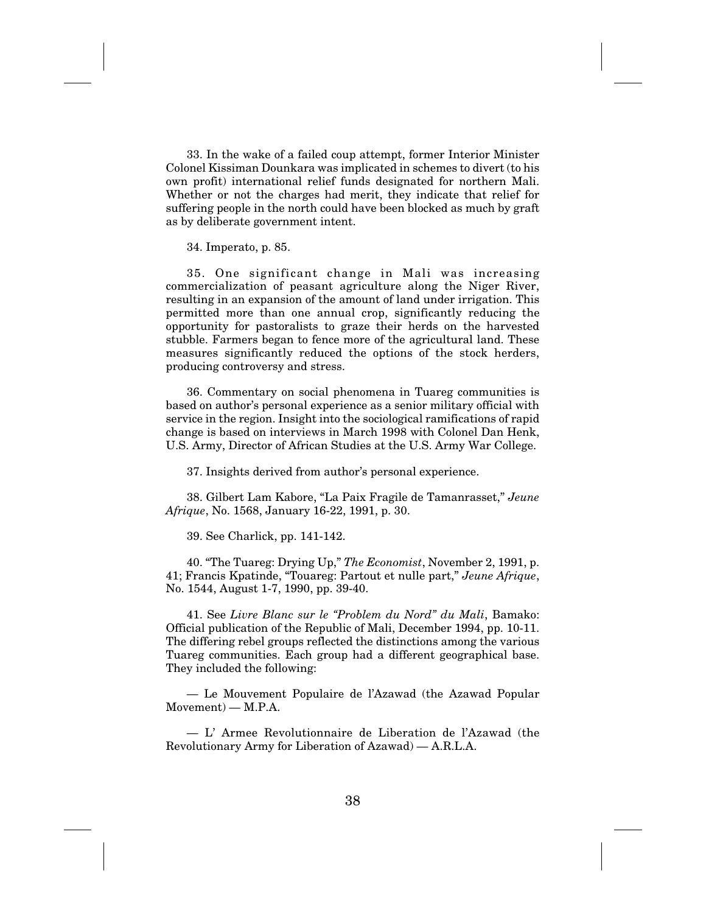33. In the wake of a failed coup attempt, former Interior Minister Colonel Kissiman Dounkara was implicated in schemes to divert (to his own profit) international relief funds designated for northern Mali. Whether or not the charges had merit, they indicate that relief for suffering people in the north could have been blocked as much by graft as by deliberate government intent.

34. Imperato, p. 85.

35. One significant change in Mali was increasing commercialization of peasant agriculture along the Niger River, resulting in an expansion of the amount of land under irrigation. This permitted more than one annual crop, significantly reducing the opportunity for pastoralists to graze their herds on the harvested stubble. Farmers began to fence more of the agricultural land. These measures significantly reduced the options of the stock herders, producing controversy and stress.

36. Commentary on social phenomena in Tuareg communities is based on author's personal experience as a senior military official with service in the region. Insight into the sociological ramifications of rapid change is based on interviews in March 1998 with Colonel Dan Henk, U.S. Army, Director of African Studies at the U.S. Army War College.

37. Insights derived from author's personal experience.

38. Gilbert Lam Kabore, "La Paix Fragile de Tamanrasset," *Jeune Afrique*, No. 1568, January 16-22, 1991, p. 30.

39. See Charlick, pp. 141-142.

40. "The Tuareg: Drying Up," *The Economist*, November 2, 1991, p. 41; Francis Kpatinde, "Touareg: Partout et nulle part," *Jeune Afrique*, No. 1544, August 1-7, 1990, pp. 39-40.

41. See *Livre Blanc sur le "Problem du Nord" du Mali*, Bamako: Official publication of the Republic of Mali, December 1994, pp. 10-11. The differing rebel groups reflected the distinctions among the various Tuareg communities. Each group had a different geographical base. They included the following:

— Le Mouvement Populaire de l'Azawad (the Azawad Popular Movement) — M.P.A.

— L' Armee Revolutionnaire de Liberation de l'Azawad (the Revolutionary Army for Liberation of Azawad) — A.R.L.A.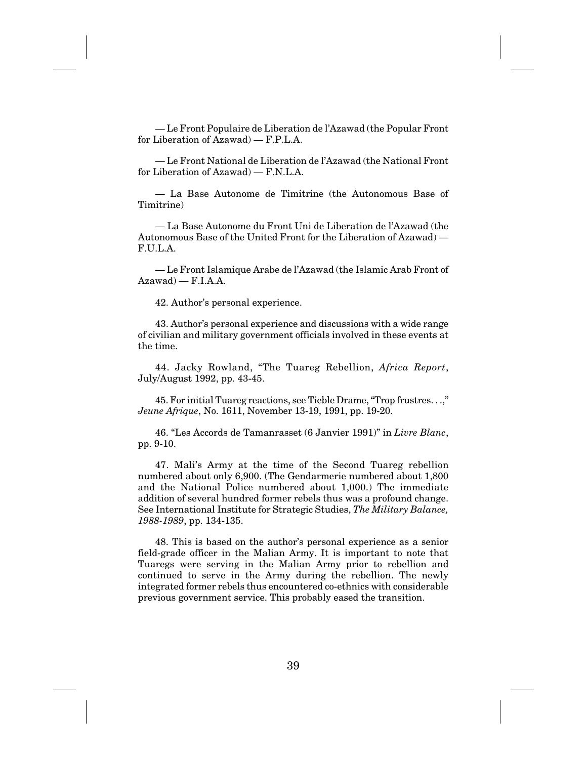— Le Front Populaire de Liberation de l'Azawad (the Popular Front for Liberation of Azawad) — F.P.L.A.

— Le Front National de Liberation de l'Azawad (the National Front for Liberation of Azawad) — F.N.L.A.

— La Base Autonome de Timitrine (the Autonomous Base of Timitrine)

— La Base Autonome du Front Uni de Liberation de l'Azawad (the Autonomous Base of the United Front for the Liberation of Azawad) — F.U.L.A.

— Le Front Islamique Arabe de l'Azawad (the Islamic Arab Front of Azawad) — F.I.A.A.

42. Author's personal experience.

43. Author's personal experience and discussions with a wide range of civilian and military government officials involved in these events at the time.

44. Jacky Rowland, "The Tuareg Rebellion, *Africa Report*, July/August 1992, pp. 43-45.

45. For initial Tuareg reactions, see Tieble Drame, "Trop frustres. . .," *Jeune Afrique*, No. 1611, November 13-19, 1991, pp. 19-20.

46. "Les Accords de Tamanrasset (6 Janvier 1991)" in *Livre Blanc*, pp. 9-10.

47. Mali's Army at the time of the Second Tuareg rebellion numbered about only 6,900. (The Gendarmerie numbered about 1,800 and the National Police numbered about 1,000.) The immediate addition of several hundred former rebels thus was a profound change. See International Institute for Strategic Studies, *The Military Balance, 1988-1989*, pp. 134-135.

48. This is based on the author's personal experience as a senior field-grade officer in the Malian Army. It is important to note that Tuaregs were serving in the Malian Army prior to rebellion and continued to serve in the Army during the rebellion. The newly integrated former rebels thus encountered co-ethnics with considerable previous government service. This probably eased the transition.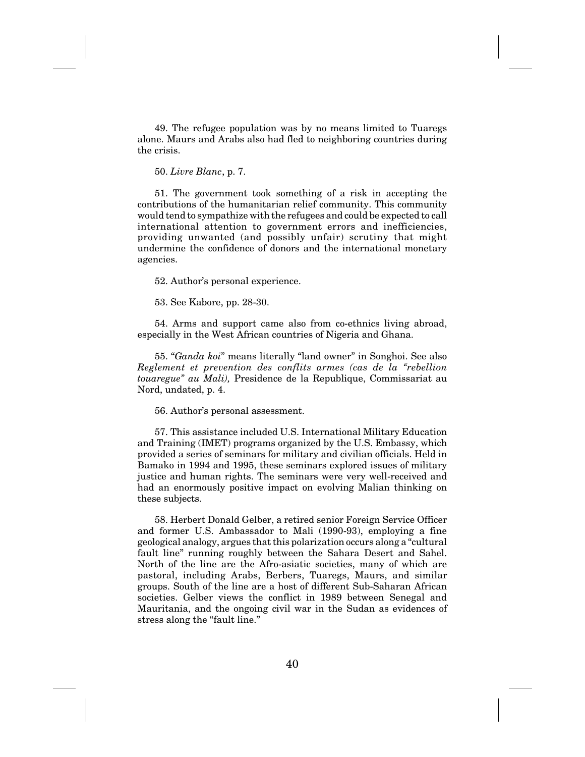49. The refugee population was by no means limited to Tuaregs alone. Maurs and Arabs also had fled to neighboring countries during the crisis.

50. *Livre Blanc*, p. 7.

51. The government took something of a risk in accepting the contributions of the humanitarian relief community. This community would tend to sympathize with the refugees and could be expected to call international attention to government errors and inefficiencies, providing unwanted (and possibly unfair) scrutiny that might undermine the confidence of donors and the international monetary agencies.

52. Author's personal experience.

53. See Kabore, pp. 28-30.

54. Arms and support came also from co-ethnics living abroad, especially in the West African countries of Nigeria and Ghana.

55. "*Ganda koi*" means literally "land owner" in Songhoi. See also *Reglement et prevention des conflits armes (cas de la "rebellion touaregue" au Mali),* Presidence de la Republique, Commissariat au Nord, undated, p. 4.

56. Author's personal assessment.

57. This assistance included U.S. International Military Education and Training (IMET) programs organized by the U.S. Embassy, which provided a series of seminars for military and civilian officials. Held in Bamako in 1994 and 1995, these seminars explored issues of military justice and human rights. The seminars were very well-received and had an enormously positive impact on evolving Malian thinking on these subjects.

58. Herbert Donald Gelber, a retired senior Foreign Service Officer and former U.S. Ambassador to Mali (1990-93), employing a fine geological analogy, argues that this polarization occurs along a "cultural fault line" running roughly between the Sahara Desert and Sahel. North of the line are the Afro-asiatic societies, many of which are pastoral, including Arabs, Berbers, Tuaregs, Maurs, and similar groups. South of the line are a host of different Sub-Saharan African societies. Gelber views the conflict in 1989 between Senegal and Mauritania, and the ongoing civil war in the Sudan as evidences of stress along the "fault line."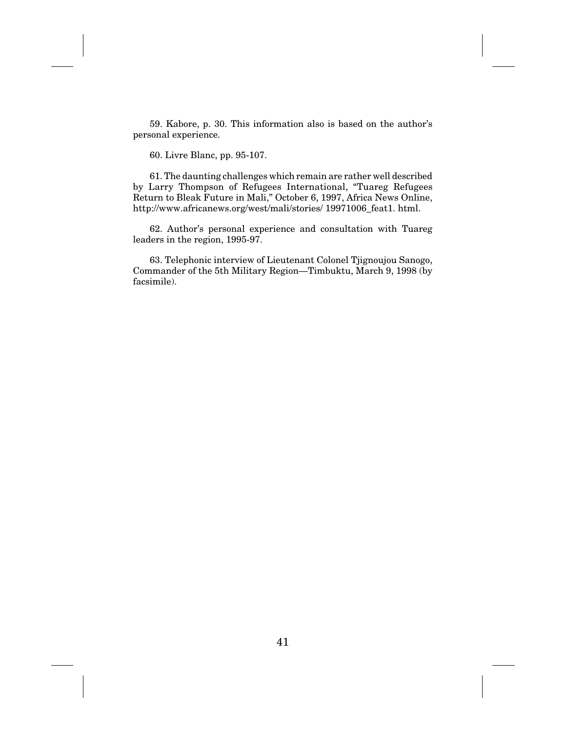59. Kabore, p. 30. This information also is based on the author's personal experience.

60. Livre Blanc, pp. 95-107.

61. The daunting challenges which remain are rather well described by Larry Thompson of Refugees International, "Tuareg Refugees Return to Bleak Future in Mali," October 6, 1997, Africa News Online, http://www.africanews.org/west/mali/stories/ 19971006_feat1. html.

62. Author's personal experience and consultation with Tuareg leaders in the region, 1995-97.

63. Telephonic interview of Lieutenant Colonel Tjignoujou Sanogo, Commander of the 5th Military Region—Timbuktu, March 9, 1998 (by facsimile).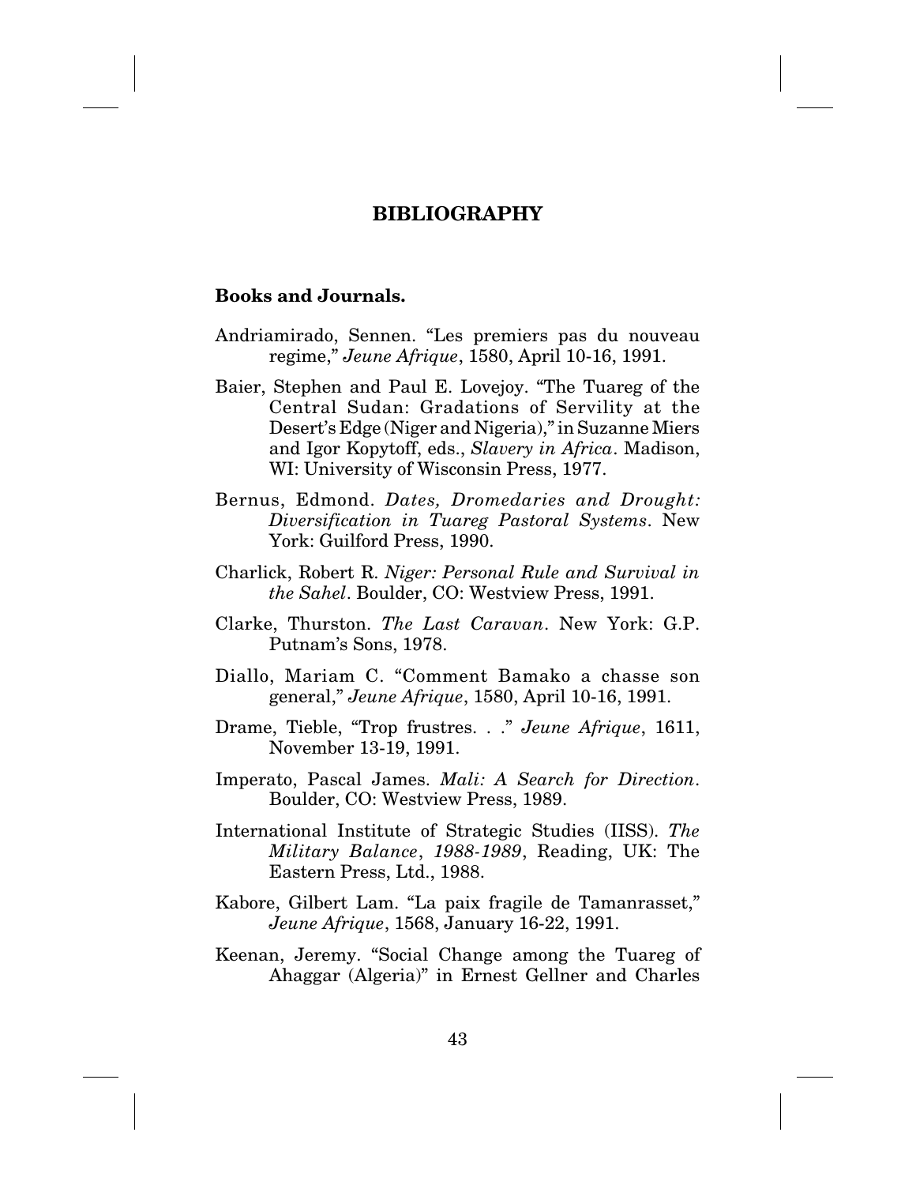# BIBLIOGRAPHY

### Books and Journals.

Andriamirado, Sennen. "Les premiers pas du nouveau regime," *Jeune Afrique*, 1580, April 10-16, 1991.

Baier, Stephen and Paul E. Lovejoy. "The Tuareg of the Central Sudan: Gradations of Servility at the Desert's Edge (Niger and Nigeria)," in Suzanne Miers and Igor Kopytoff, eds., *Slavery in Africa*. Madison, WI: University of Wisconsin Press, 1977.

Bernus, Edmond. *Dates, Dromedaries and Drought: Diversification in Tuareg Pastoral Systems*. New York: Guilford Press, 1990.

Charlick, Robert R. *Niger: Personal Rule and Survival in the Sahel*. Boulder, CO: Westview Press, 1991.

Clarke, Thurston. *The Last Caravan*. New York: G.P. Putnam's Sons, 1978.

Diallo, Mariam C. "Comment Bamako a chasse son general," *Jeune Afrique*, 1580, April 10-16, 1991.

Drame, Tieble, "Trop frustres. . ." *Jeune Afrique*, 1611, November 13-19, 1991.

Imperato, Pascal James. *Mali: A Search for Direction*. Boulder, CO: Westview Press, 1989.

International Institute of Strategic Studies (IISS). *The Military Balance*, *1988-1989*, Reading, UK: The Eastern Press, Ltd., 1988.

Kabore, Gilbert Lam. "La paix fragile de Tamanrasset," *Jeune Afrique*, 1568, January 16-22, 1991.

Keenan, Jeremy. "Social Change among the Tuareg of Ahaggar (Algeria)" in Ernest Gellner and Charles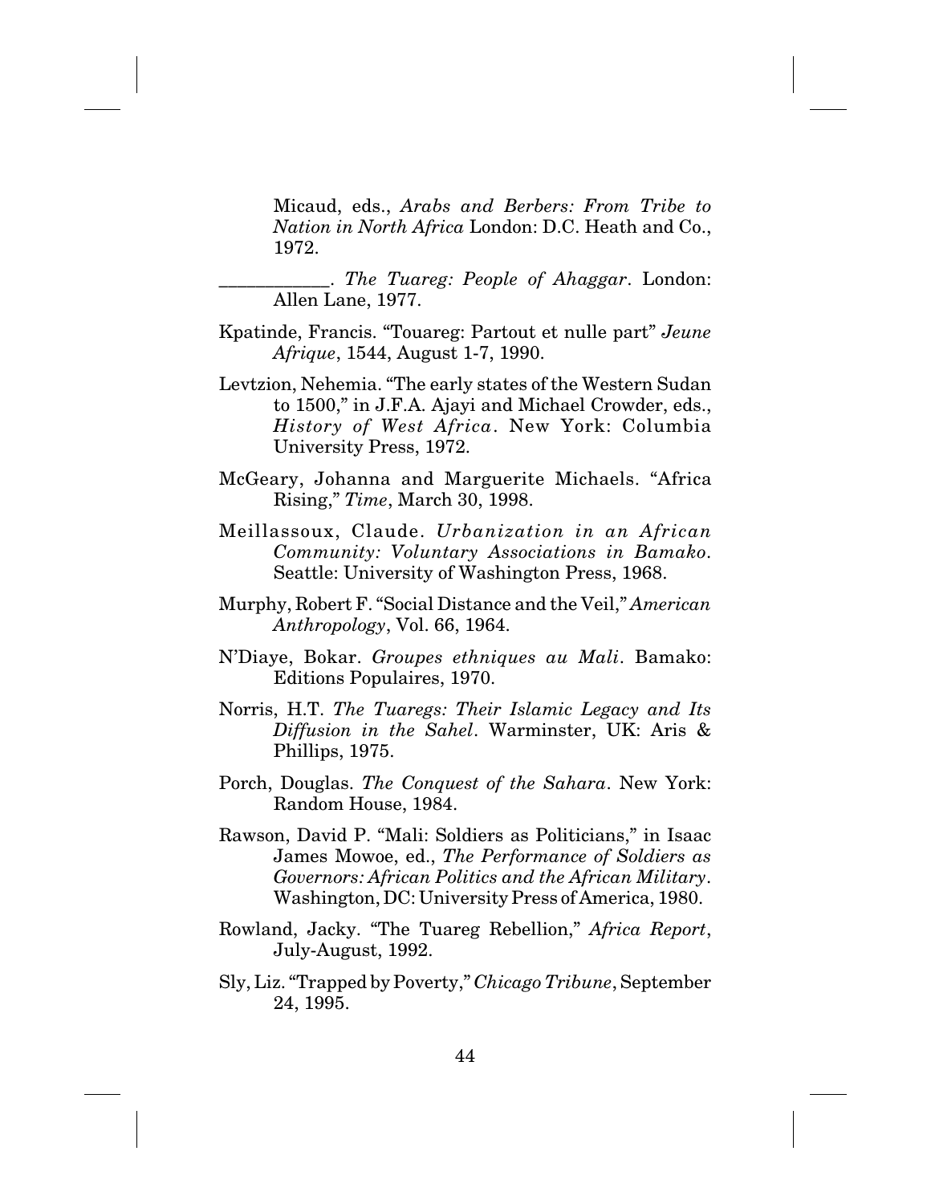Micaud, eds., *Arabs and Berbers: From Tribe to Nation in North Africa* London: D.C. Heath and Co., 1972.

\_\_\_\_\_\_\_\_\_\_\_\_. *The Tuareg: People of Ahaggar*. London: Allen Lane, 1977.

Kpatinde, Francis. "Touareg: Partout et nulle part" *Jeune Afrique*, 1544, August 1-7, 1990.

Levtzion, Nehemia. "The early states of the Western Sudan to 1500," in J.F.A. Ajayi and Michael Crowder, eds., *History of West Africa*. New York: Columbia University Press, 1972.

McGeary, Johanna and Marguerite Michaels. "Africa Rising," *Time*, March 30, 1998.

Meillassoux, Claude. *Urbanization in an African Community: Voluntary Associations in Bamako*. Seattle: University of Washington Press, 1968.

Murphy, Robert F. "Social Distance and the Veil," *American Anthropology*, Vol. 66, 1964.

N'Diaye, Bokar. *Groupes ethniques au Mali*. Bamako: Editions Populaires, 1970.

Norris, H.T. *The Tuaregs: Their Islamic Legacy and Its Diffusion in the Sahel*. Warminster, UK: Aris & Phillips, 1975.

Porch, Douglas. *The Conquest of the Sahara*. New York: Random House, 1984.

Rawson, David P. "Mali: Soldiers as Politicians," in Isaac James Mowoe, ed., *The Performance of Soldiers as Governors: African Politics and the African Military*. Washington, DC: University Press of America, 1980.

Rowland, Jacky. "The Tuareg Rebellion," *Africa Report*, July-August, 1992.

Sly, Liz. "Trapped by Poverty," *Chicago Tribune*, September 24, 1995.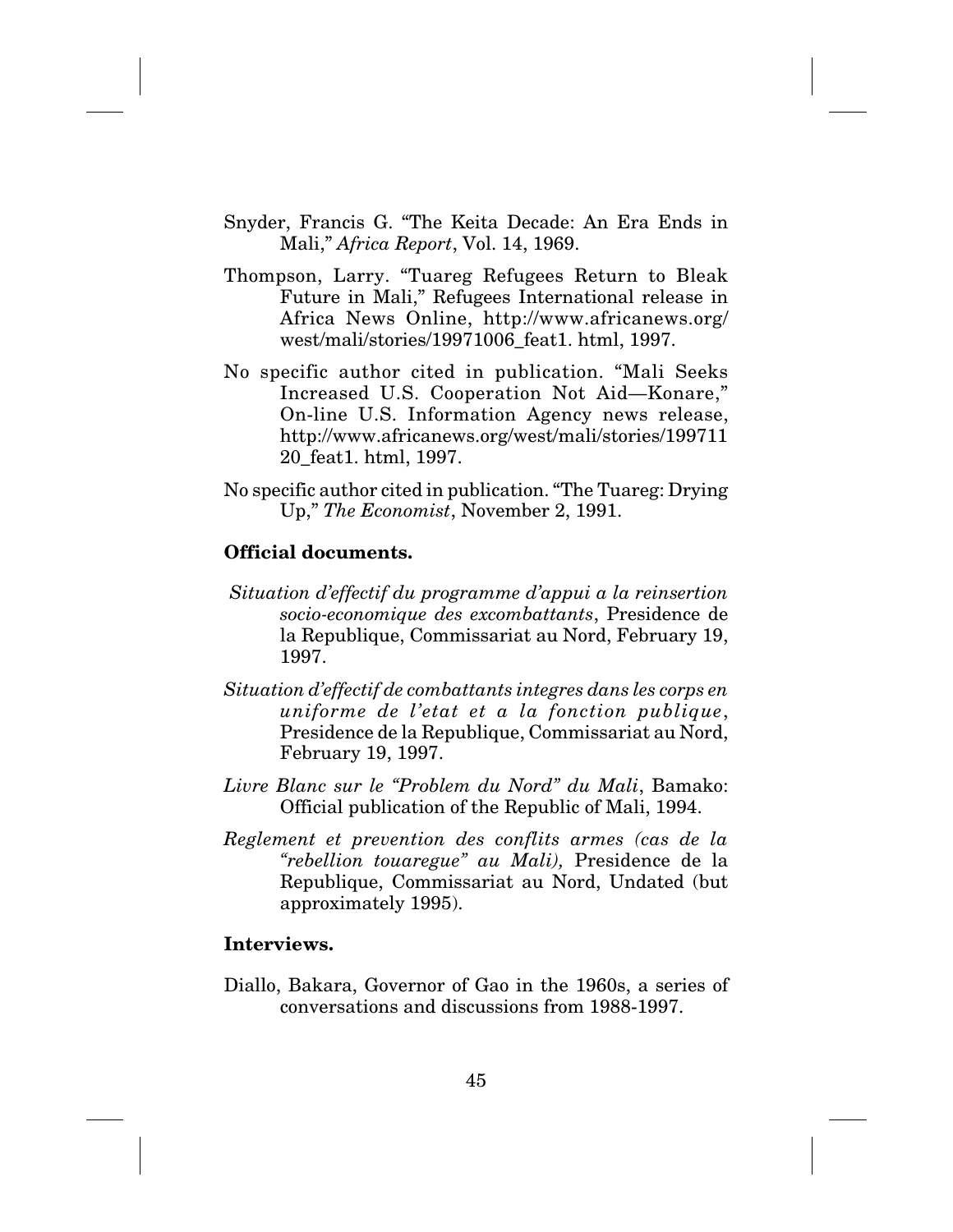Snyder, Francis G. "The Keita Decade: An Era Ends in Mali," *Africa Report*, Vol. 14, 1969.

Thompson, Larry. "Tuareg Refugees Return to Bleak Future in Mali," Refugees International release in Africa News Online, http://www.africanews.org/west/mali/stories/19971006_feat1. html, 1997.

No specific author cited in publication. "Mali Seeks Increased U.S. Cooperation Not Aid—Konare," On-line U.S. Information Agency news release, http://www.africanews.org/west/mali/stories/19971120_feat1. html, 1997.

No specific author cited in publication. "The Tuareg: Drying Up," *The Economist*, November 2, 1991.

**Official documents.**

*Situation d'effectif du programme d'appui a la reinsertion socio-economique des excombattants*, Presidence de la Republique, Commissariat au Nord, February 19, 1997.

*Situation d'effectif de combattants integres dans les corps en uniforme de l'etat et a la fonction publique*, Presidence de la Republique, Commissariat au Nord, February 19, 1997.

*Livre Blanc sur le "Problem du Nord" du Mali*, Bamako: Official publication of the Republic of Mali, 1994.

*Reglement et prevention des conflits armes (cas de la "rebellion touaregue" au Mali),* Presidence de la Republique, Commissariat au Nord, Undated (but approximately 1995).

**Interviews.**

Diallo, Bakara, Governor of Gao in the 1960s, a series of conversations and discussions from 1988-1997.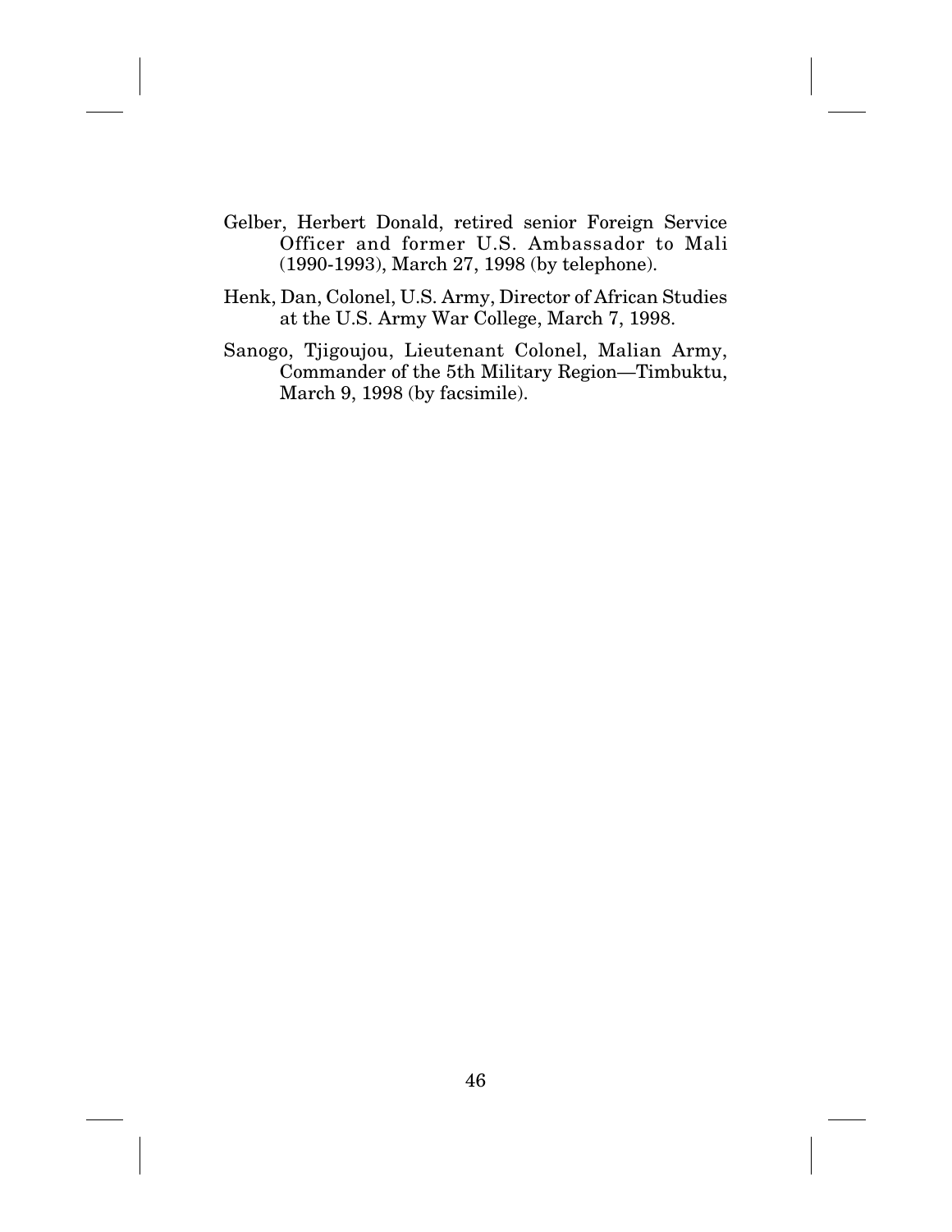Gelber, Herbert Donald, retired senior Foreign Service Officer and former U.S. Ambassador to Mali (1990-1993), March 27, 1998 (by telephone).

Henk, Dan, Colonel, U.S. Army, Director of African Studies at the U.S. Army War College, March 7, 1998.

Sanogo, Tjigoujou, Lieutenant Colonel, Malian Army, Commander of the 5th Military Region—Timbuktu, March 9, 1998 (by facsimile).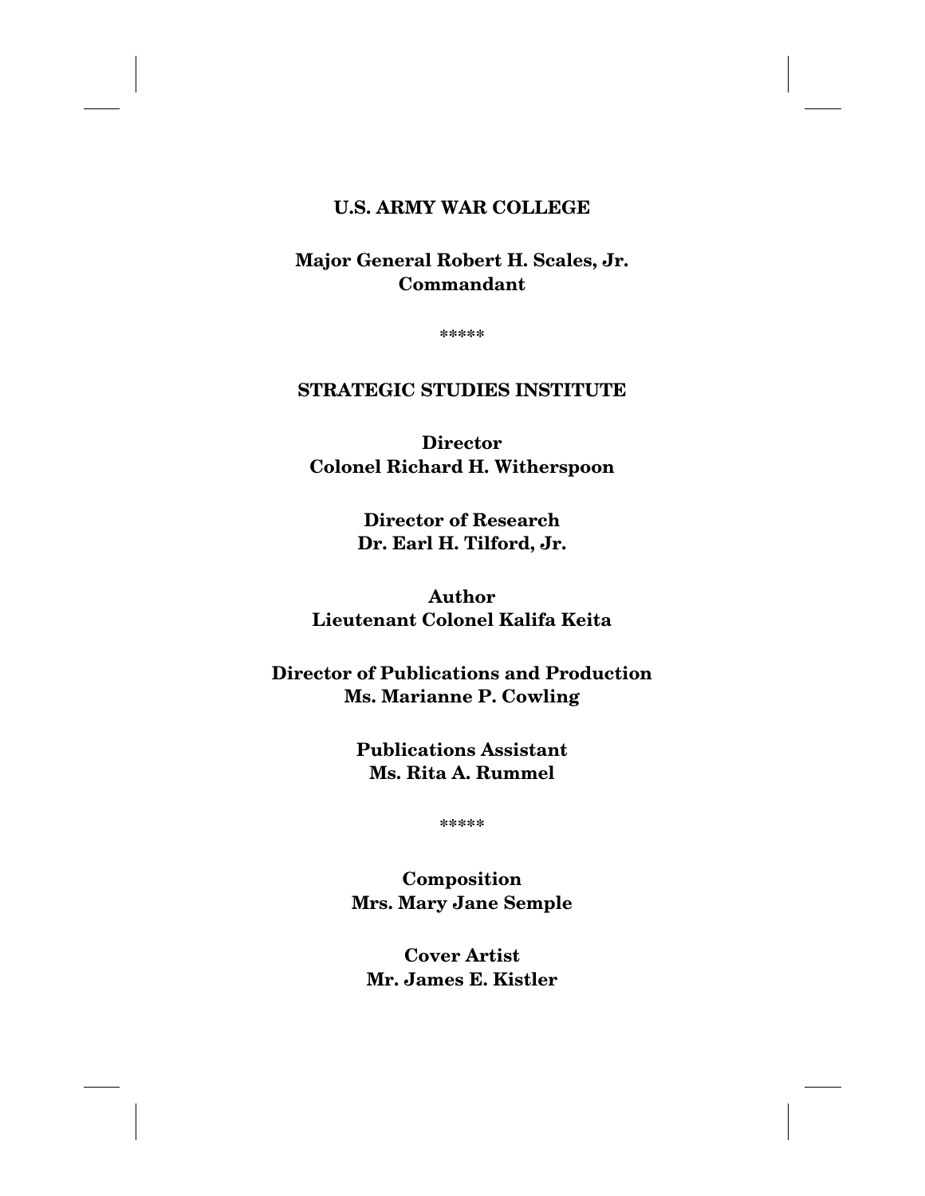**U.S. ARMY WAR COLLEGE**

**Major General Robert H. Scales, Jr.**
**Commandant**

*****

**STRATEGIC STUDIES INSTITUTE**

**Director**
**Colonel Richard H. Witherspoon**

**Director of Research**
**Dr. Earl H. Tilford, Jr.**

**Author**
**Lieutenant Colonel Kalifa Keita**

**Director of Publications and Production**
**Ms. Marianne P. Cowling**

**Publications Assistant**
**Ms. Rita A. Rummel**

*****

**Composition**
**Mrs. Mary Jane Semple**

**Cover Artist**
**Mr. James E. Kistler**